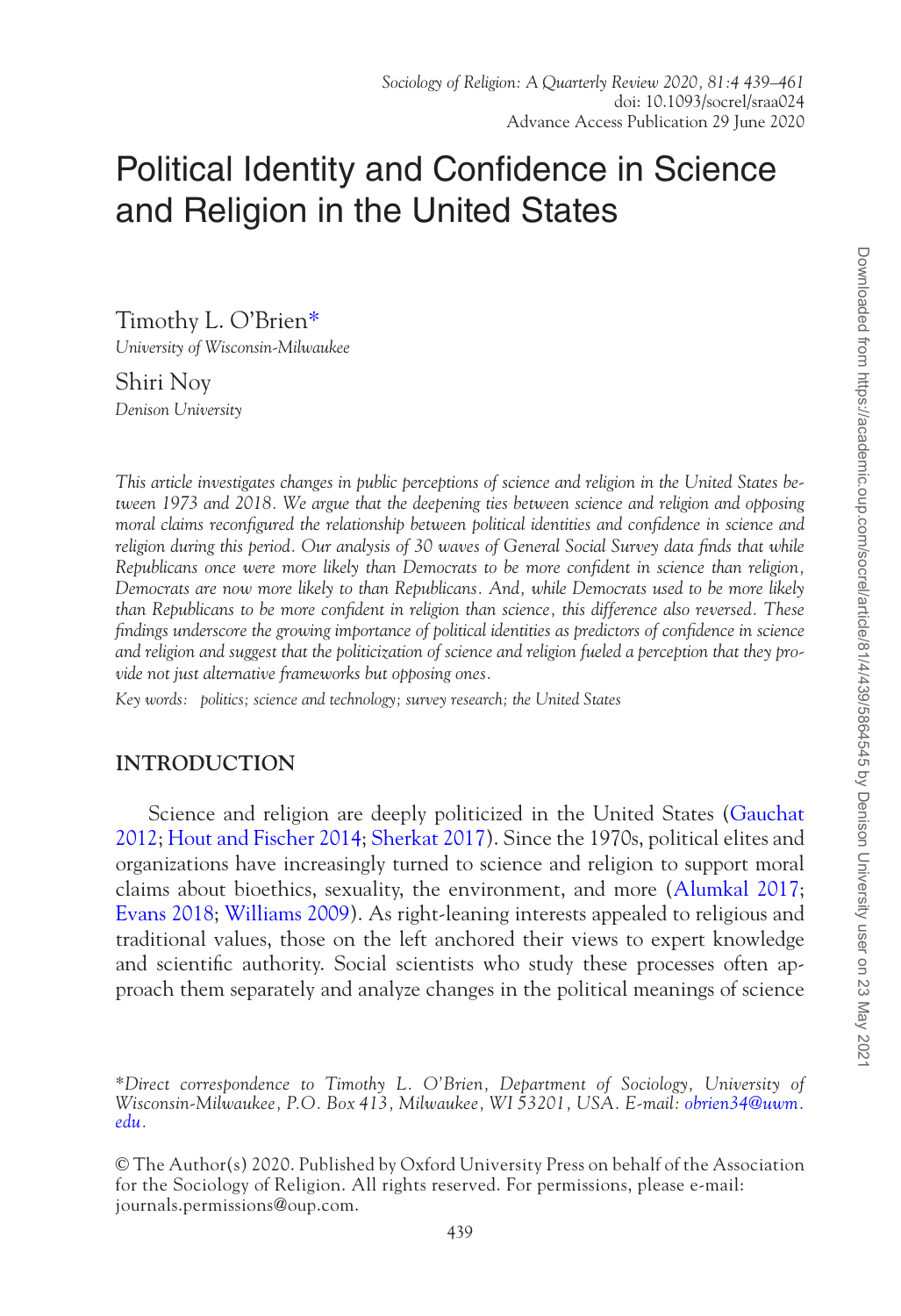# Political Identity and Confidence in Science and Religion in the United States

Timothy L. O'Brien*
*University of Wisconsin-Milwaukee*

Shiri Noy
*Denison University*

*This article investigates changes in public perceptions of science and religion in the United States between 1973 and 2018. We argue that the deepening ties between science and religion and opposing moral claims reconfigured the relationship between political identities and confidence in science and religion during this period. Our analysis of 30 waves of General Social Survey data finds that while Republicans once were more likely than Democrats to be more confident in science than religion, Democrats are now more likely to than Republicans. And, while Democrats used to be more likely than Republicans to be more confident in religion than science, this difference also reversed. These findings underscore the growing importance of political identities as predictors of confidence in science and religion and suggest that the politicization of science and religion fueled a perception that they provide not just alternative frameworks but opposing ones.*

*Key words:* *politics; science and technology; survey research; the United States*

## INTRODUCTION

Science and religion are deeply politicized in the United States (Gauchat 2012; Hout and Fischer 2014; Sherkat 2017). Since the 1970s, political elites and organizations have increasingly turned to science and religion to support moral claims about bioethics, sexuality, the environment, and more (Alumkal 2017; Evans 2018; Williams 2009). As right-leaning interests appealed to religious and traditional values, those on the left anchored their views to expert knowledge and scientific authority. Social scientists who study these processes often approach them separately and analyze changes in the political meanings of science

*Direct correspondence to Timothy L. O'Brien, Department of Sociology, University of Wisconsin-Milwaukee, P.O. Box 413, Milwaukee, WI 53201, USA. E-mail: obrien34@uwm.edu.

© The Author(s) 2020. Published by Oxford University Press on behalf of the Association for the Sociology of Religion. All rights reserved. For permissions, please e-mail: journals.permissions@oup.com.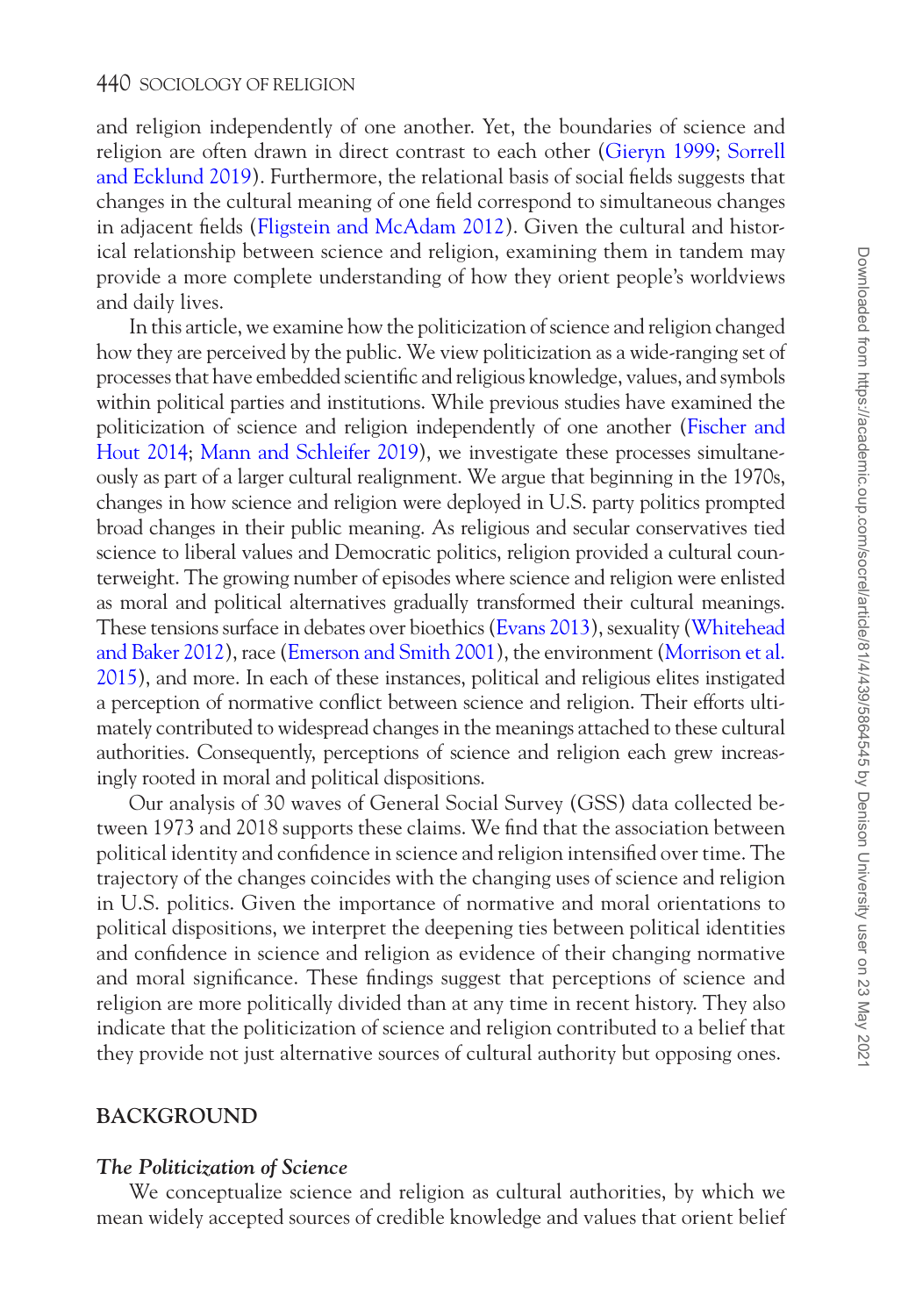and religion independently of one another. Yet, the boundaries of science and religion are often drawn in direct contrast to each other (Gieryn 1999; Sorrell and Ecklund 2019). Furthermore, the relational basis of social fields suggests that changes in the cultural meaning of one field correspond to simultaneous changes in adjacent fields (Fligstein and McAdam 2012). Given the cultural and historical relationship between science and religion, examining them in tandem may provide a more complete understanding of how they orient people's worldviews and daily lives.

In this article, we examine how the politicization of science and religion changed how they are perceived by the public. We view politicization as a wide-ranging set of processes that have embedded scientific and religious knowledge, values, and symbols within political parties and institutions. While previous studies have examined the politicization of science and religion independently of one another (Fischer and Hout 2014; Mann and Schleifer 2019), we investigate these processes simultaneously as part of a larger cultural realignment. We argue that beginning in the 1970s, changes in how science and religion were deployed in U.S. party politics prompted broad changes in their public meaning. As religious and secular conservatives tied science to liberal values and Democratic politics, religion provided a cultural counterweight. The growing number of episodes where science and religion were enlisted as moral and political alternatives gradually transformed their cultural meanings. These tensions surface in debates over bioethics (Evans 2013), sexuality (Whitehead and Baker 2012), race (Emerson and Smith 2001), the environment (Morrison et al. 2015), and more. In each of these instances, political and religious elites instigated a perception of normative conflict between science and religion. Their efforts ultimately contributed to widespread changes in the meanings attached to these cultural authorities. Consequently, perceptions of science and religion each grew increasingly rooted in moral and political dispositions.

Our analysis of 30 waves of General Social Survey (GSS) data collected between 1973 and 2018 supports these claims. We find that the association between political identity and confidence in science and religion intensified over time. The trajectory of the changes coincides with the changing uses of science and religion in U.S. politics. Given the importance of normative and moral orientations to political dispositions, we interpret the deepening ties between political identities and confidence in science and religion as evidence of their changing normative and moral significance. These findings suggest that perceptions of science and religion are more politically divided than at any time in recent history. They also indicate that the politicization of science and religion contributed to a belief that they provide not just alternative sources of cultural authority but opposing ones.

## BACKGROUND

### *The Politicization of Science*

We conceptualize science and religion as cultural authorities, by which we mean widely accepted sources of credible knowledge and values that orient belief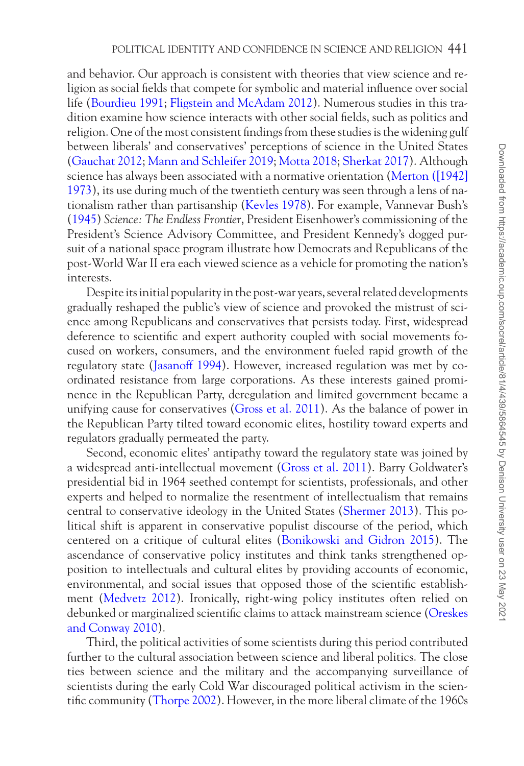and behavior. Our approach is consistent with theories that view science and religion as social fields that compete for symbolic and material influence over social life (Bourdieu 1991; Fligstein and McAdam 2012). Numerous studies in this tradition examine how science interacts with other social fields, such as politics and religion. One of the most consistent findings from these studies is the widening gulf between liberals' and conservatives' perceptions of science in the United States (Gauchat 2012; Mann and Schleifer 2019; Motta 2018; Sherkat 2017). Although science has always been associated with a normative orientation (Merton ([1942] 1973), its use during much of the twentieth century was seen through a lens of nationalism rather than partisanship (Kevles 1978). For example, Vannevar Bush's (1945) *Science: The Endless Frontier*, President Eisenhower's commissioning of the President's Science Advisory Committee, and President Kennedy's dogged pursuit of a national space program illustrate how Democrats and Republicans of the post-World War II era each viewed science as a vehicle for promoting the nation's interests.

Despite its initial popularity in the post-war years, several related developments gradually reshaped the public's view of science and provoked the mistrust of science among Republicans and conservatives that persists today. First, widespread deference to scientific and expert authority coupled with social movements focused on workers, consumers, and the environment fueled rapid growth of the regulatory state (Jasanoff 1994). However, increased regulation was met by coordinated resistance from large corporations. As these interests gained prominence in the Republican Party, deregulation and limited government became a unifying cause for conservatives (Gross et al. 2011). As the balance of power in the Republican Party tilted toward economic elites, hostility toward experts and regulators gradually permeated the party.

Second, economic elites' antipathy toward the regulatory state was joined by a widespread anti-intellectual movement (Gross et al. 2011). Barry Goldwater's presidential bid in 1964 seethed contempt for scientists, professionals, and other experts and helped to normalize the resentment of intellectualism that remains central to conservative ideology in the United States (Shermer 2013). This political shift is apparent in conservative populist discourse of the period, which centered on a critique of cultural elites (Bonikowski and Gidron 2015). The ascendance of conservative policy institutes and think tanks strengthened opposition to intellectuals and cultural elites by providing accounts of economic, environmental, and social issues that opposed those of the scientific establishment (Medvetz 2012). Ironically, right-wing policy institutes often relied on debunked or marginalized scientific claims to attack mainstream science (Oreskes and Conway 2010).

Third, the political activities of some scientists during this period contributed further to the cultural association between science and liberal politics. The close ties between science and the military and the accompanying surveillance of scientists during the early Cold War discouraged political activism in the scientific community (Thorpe 2002). However, in the more liberal climate of the 1960s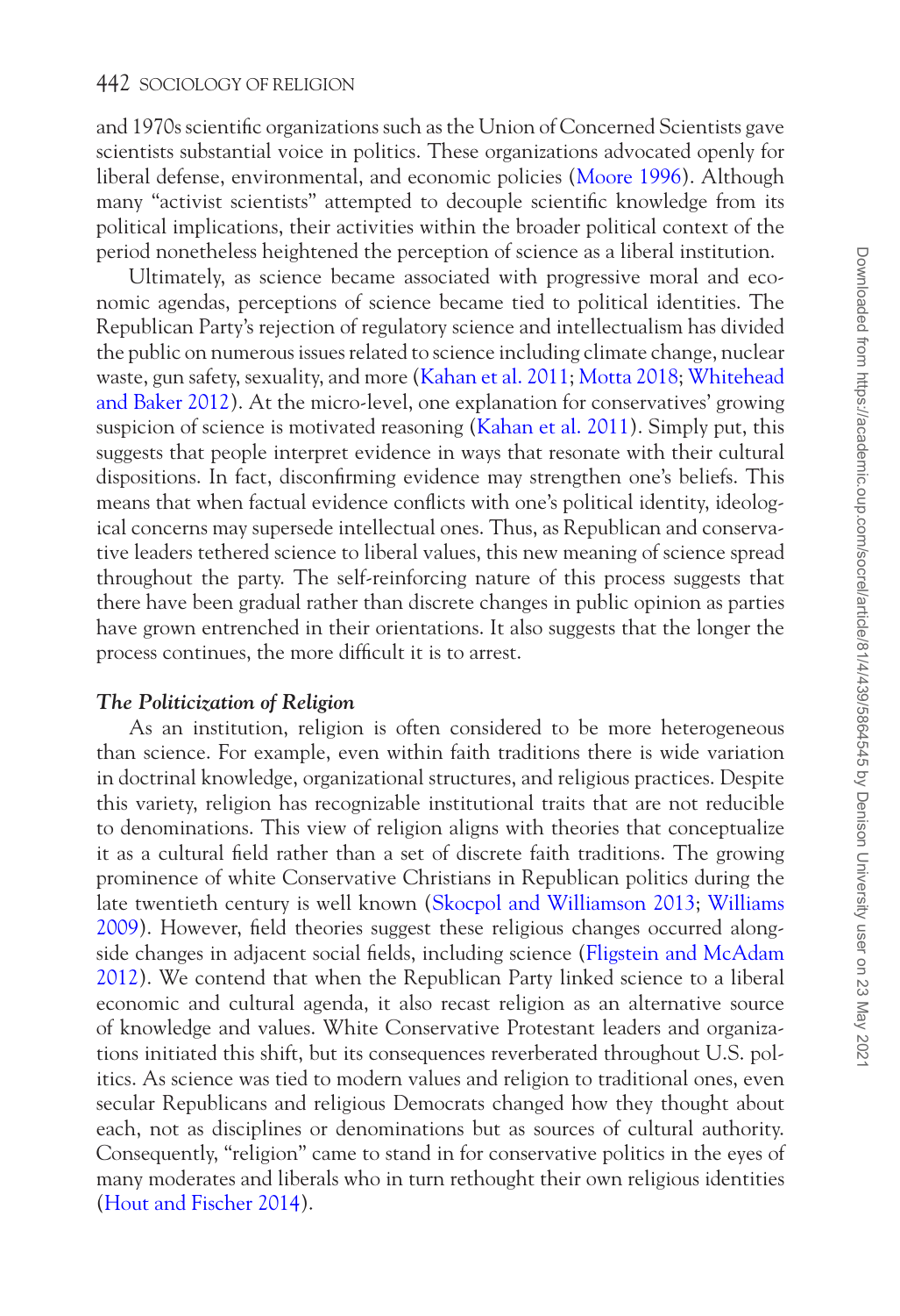and 1970s scientific organizations such as the Union of Concerned Scientists gave scientists substantial voice in politics. These organizations advocated openly for liberal defense, environmental, and economic policies (Moore 1996). Although many "activist scientists" attempted to decouple scientific knowledge from its political implications, their activities within the broader political context of the period nonetheless heightened the perception of science as a liberal institution.

Ultimately, as science became associated with progressive moral and economic agendas, perceptions of science became tied to political identities. The Republican Party's rejection of regulatory science and intellectualism has divided the public on numerous issues related to science including climate change, nuclear waste, gun safety, sexuality, and more (Kahan et al. 2011; Motta 2018; Whitehead and Baker 2012). At the micro-level, one explanation for conservatives' growing suspicion of science is motivated reasoning (Kahan et al. 2011). Simply put, this suggests that people interpret evidence in ways that resonate with their cultural dispositions. In fact, disconfirming evidence may strengthen one's beliefs. This means that when factual evidence conflicts with one's political identity, ideological concerns may supersede intellectual ones. Thus, as Republican and conservative leaders tethered science to liberal values, this new meaning of science spread throughout the party. The self-reinforcing nature of this process suggests that there have been gradual rather than discrete changes in public opinion as parties have grown entrenched in their orientations. It also suggests that the longer the process continues, the more difficult it is to arrest.

### *The Politicization of Religion*

As an institution, religion is often considered to be more heterogeneous than science. For example, even within faith traditions there is wide variation in doctrinal knowledge, organizational structures, and religious practices. Despite this variety, religion has recognizable institutional traits that are not reducible to denominations. This view of religion aligns with theories that conceptualize it as a cultural field rather than a set of discrete faith traditions. The growing prominence of white Conservative Christians in Republican politics during the late twentieth century is well known (Skocpol and Williamson 2013; Williams 2009). However, field theories suggest these religious changes occurred alongside changes in adjacent social fields, including science (Fligstein and McAdam 2012). We contend that when the Republican Party linked science to a liberal economic and cultural agenda, it also recast religion as an alternative source of knowledge and values. White Conservative Protestant leaders and organizations initiated this shift, but its consequences reverberated throughout U.S. politics. As science was tied to modern values and religion to traditional ones, even secular Republicans and religious Democrats changed how they thought about each, not as disciplines or denominations but as sources of cultural authority. Consequently, "religion" came to stand in for conservative politics in the eyes of many moderates and liberals who in turn rethought their own religious identities (Hout and Fischer 2014).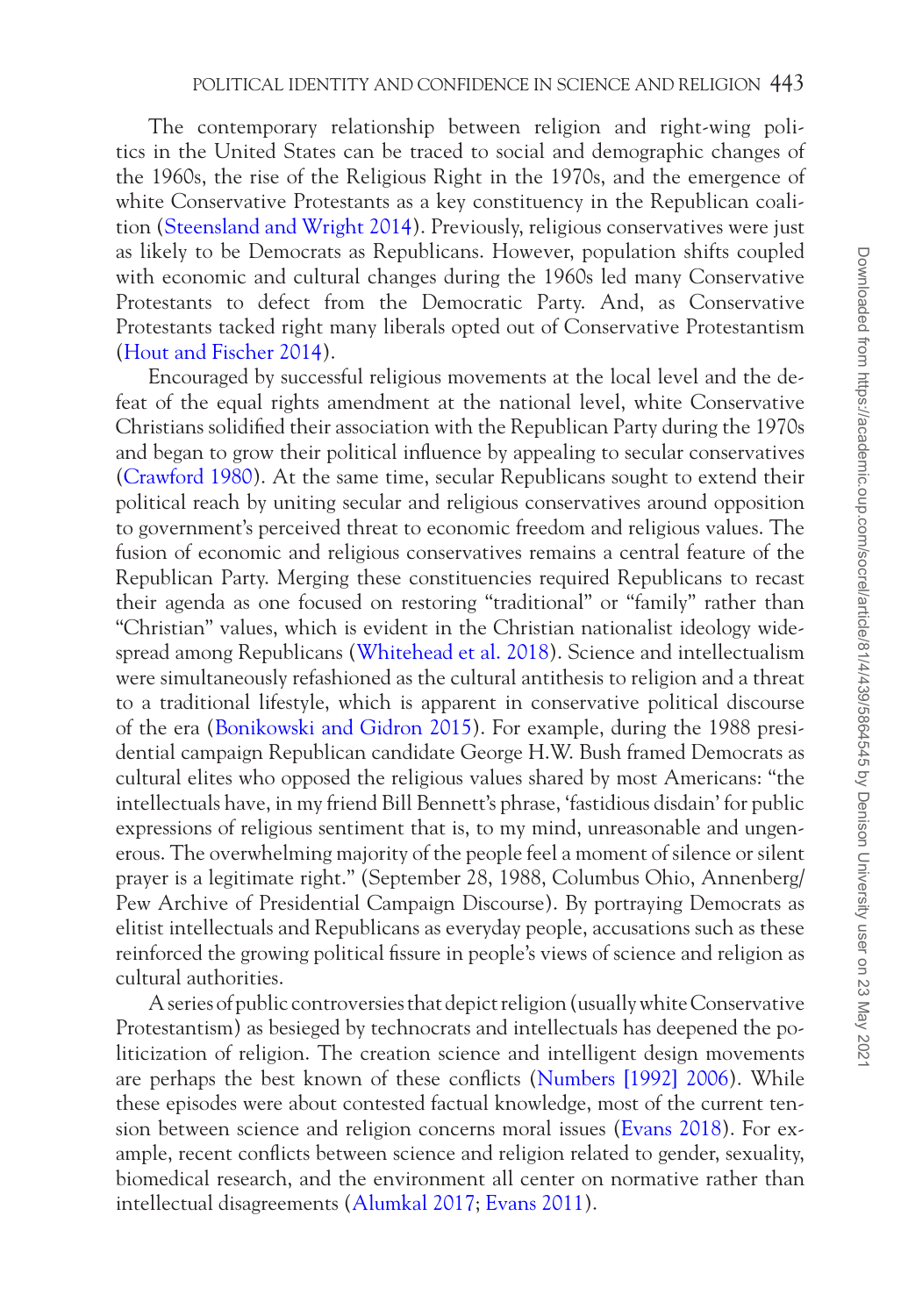The contemporary relationship between religion and right-wing politics in the United States can be traced to social and demographic changes of the 1960s, the rise of the Religious Right in the 1970s, and the emergence of white Conservative Protestants as a key constituency in the Republican coalition (Steensland and Wright 2014). Previously, religious conservatives were just as likely to be Democrats as Republicans. However, population shifts coupled with economic and cultural changes during the 1960s led many Conservative Protestants to defect from the Democratic Party. And, as Conservative Protestants tacked right many liberals opted out of Conservative Protestantism (Hout and Fischer 2014).

Encouraged by successful religious movements at the local level and the defeat of the equal rights amendment at the national level, white Conservative Christians solidified their association with the Republican Party during the 1970s and began to grow their political influence by appealing to secular conservatives (Crawford 1980). At the same time, secular Republicans sought to extend their political reach by uniting secular and religious conservatives around opposition to government's perceived threat to economic freedom and religious values. The fusion of economic and religious conservatives remains a central feature of the Republican Party. Merging these constituencies required Republicans to recast their agenda as one focused on restoring "traditional" or "family" rather than "Christian" values, which is evident in the Christian nationalist ideology widespread among Republicans (Whitehead et al. 2018). Science and intellectualism were simultaneously refashioned as the cultural antithesis to religion and a threat to a traditional lifestyle, which is apparent in conservative political discourse of the era (Bonikowski and Gidron 2015). For example, during the 1988 presidential campaign Republican candidate George H.W. Bush framed Democrats as cultural elites who opposed the religious values shared by most Americans: "the intellectuals have, in my friend Bill Bennett's phrase, 'fastidious disdain' for public expressions of religious sentiment that is, to my mind, unreasonable and ungenerous. The overwhelming majority of the people feel a moment of silence or silent prayer is a legitimate right." (September 28, 1988, Columbus Ohio, Annenberg/Pew Archive of Presidential Campaign Discourse). By portraying Democrats as elitist intellectuals and Republicans as everyday people, accusations such as these reinforced the growing political fissure in people's views of science and religion as cultural authorities.

A series of public controversies that depict religion (usually white Conservative Protestantism) as besieged by technocrats and intellectuals has deepened the politicization of religion. The creation science and intelligent design movements are perhaps the best known of these conflicts (Numbers [1992] 2006). While these episodes were about contested factual knowledge, most of the current tension between science and religion concerns moral issues (Evans 2018). For example, recent conflicts between science and religion related to gender, sexuality, biomedical research, and the environment all center on normative rather than intellectual disagreements (Alumkal 2017; Evans 2011).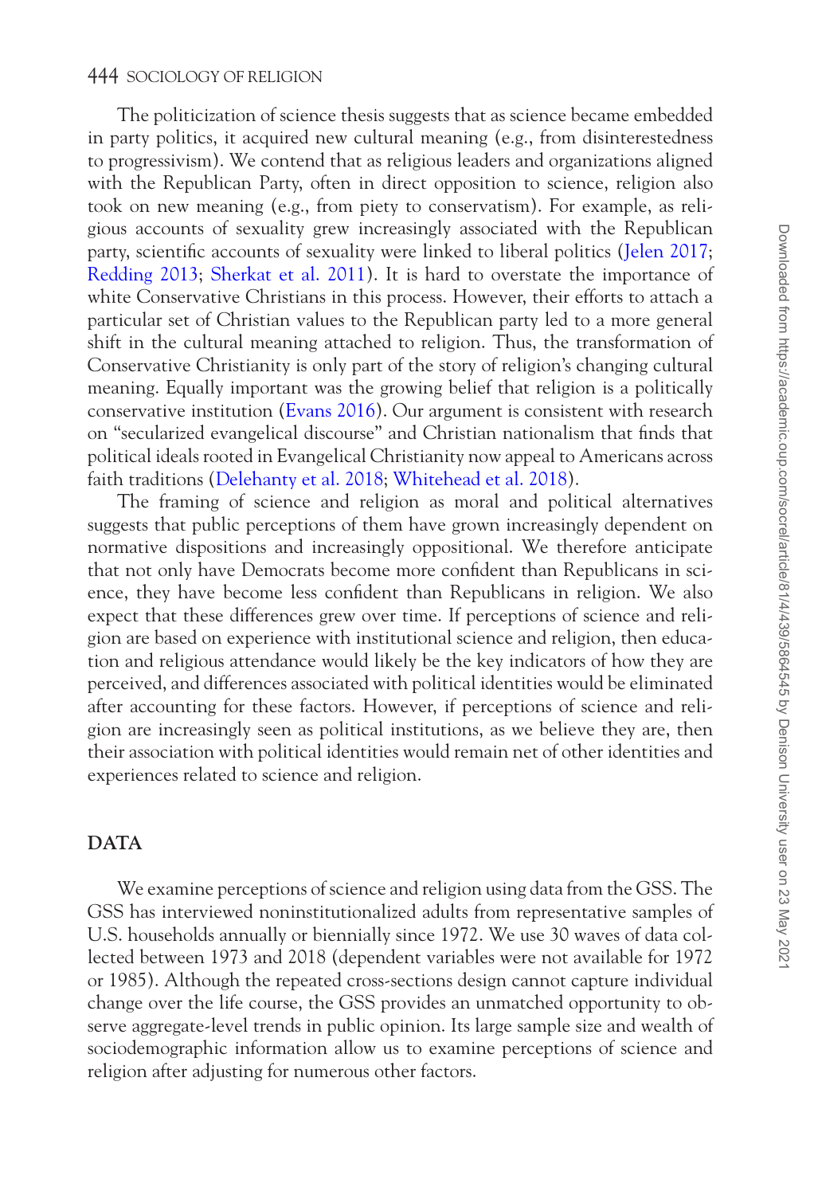The politicization of science thesis suggests that as science became embedded in party politics, it acquired new cultural meaning (e.g., from disinterestedness to progressivism). We contend that as religious leaders and organizations aligned with the Republican Party, often in direct opposition to science, religion also took on new meaning (e.g., from piety to conservatism). For example, as religious accounts of sexuality grew increasingly associated with the Republican party, scientific accounts of sexuality were linked to liberal politics (Jelen 2017; Redding 2013; Sherkat et al. 2011). It is hard to overstate the importance of white Conservative Christians in this process. However, their efforts to attach a particular set of Christian values to the Republican party led to a more general shift in the cultural meaning attached to religion. Thus, the transformation of Conservative Christianity is only part of the story of religion's changing cultural meaning. Equally important was the growing belief that religion is a politically conservative institution (Evans 2016). Our argument is consistent with research on "secularized evangelical discourse" and Christian nationalism that finds that political ideals rooted in Evangelical Christianity now appeal to Americans across faith traditions (Delehanty et al. 2018; Whitehead et al. 2018).

The framing of science and religion as moral and political alternatives suggests that public perceptions of them have grown increasingly dependent on normative dispositions and increasingly oppositional. We therefore anticipate that not only have Democrats become more confident than Republicans in science, they have become less confident than Republicans in religion. We also expect that these differences grew over time. If perceptions of science and religion are based on experience with institutional science and religion, then education and religious attendance would likely be the key indicators of how they are perceived, and differences associated with political identities would be eliminated after accounting for these factors. However, if perceptions of science and religion are increasingly seen as political institutions, as we believe they are, then their association with political identities would remain net of other identities and experiences related to science and religion.

## DATA

We examine perceptions of science and religion using data from the GSS. The GSS has interviewed noninstitutionalized adults from representative samples of U.S. households annually or biennially since 1972. We use 30 waves of data collected between 1973 and 2018 (dependent variables were not available for 1972 or 1985). Although the repeated cross-sections design cannot capture individual change over the life course, the GSS provides an unmatched opportunity to observe aggregate-level trends in public opinion. Its large sample size and wealth of sociodemographic information allow us to examine perceptions of science and religion after adjusting for numerous other factors.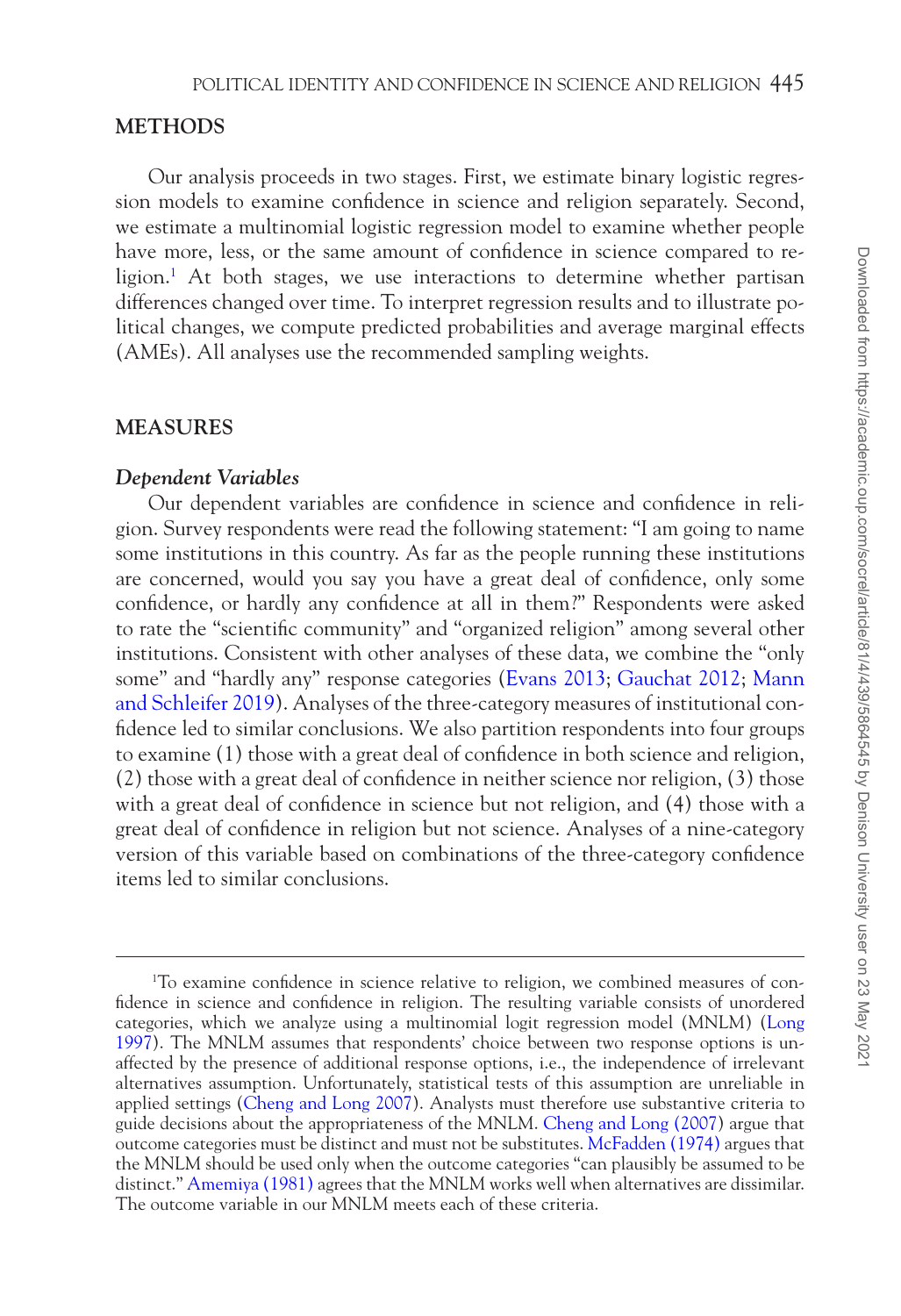## METHODS

Our analysis proceeds in two stages. First, we estimate binary logistic regression models to examine confidence in science and religion separately. Second, we estimate a multinomial logistic regression model to examine whether people have more, less, or the same amount of confidence in science compared to religion.[1] At both stages, we use interactions to determine whether partisan differences changed over time. To interpret regression results and to illustrate political changes, we compute predicted probabilities and average marginal effects (AMEs). All analyses use the recommended sampling weights.

## MEASURES

### *Dependent Variables*

Our dependent variables are confidence in science and confidence in religion. Survey respondents were read the following statement: "I am going to name some institutions in this country. As far as the people running these institutions are concerned, would you say you have a great deal of confidence, only some confidence, or hardly any confidence at all in them?" Respondents were asked to rate the "scientific community" and "organized religion" among several other institutions. Consistent with other analyses of these data, we combine the "only some" and "hardly any" response categories (Evans 2013; Gauchat 2012; Mann and Schleifer 2019). Analyses of the three-category measures of institutional confidence led to similar conclusions. We also partition respondents into four groups to examine (1) those with a great deal of confidence in both science and religion, (2) those with a great deal of confidence in neither science nor religion, (3) those with a great deal of confidence in science but not religion, and (4) those with a great deal of confidence in religion but not science. Analyses of a nine-category version of this variable based on combinations of the three-category confidence items led to similar conclusions.

---

[1]To examine confidence in science relative to religion, we combined measures of confidence in science and confidence in religion. The resulting variable consists of unordered categories, which we analyze using a multinomial logit regression model (MNLM) (Long 1997). The MNLM assumes that respondents' choice between two response options is unaffected by the presence of additional response options, i.e., the independence of irrelevant alternatives assumption. Unfortunately, statistical tests of this assumption are unreliable in applied settings (Cheng and Long 2007). Analysts must therefore use substantive criteria to guide decisions about the appropriateness of the MNLM. Cheng and Long (2007) argue that outcome categories must be distinct and must not be substitutes. McFadden (1974) argues that the MNLM should be used only when the outcome categories "can plausibly be assumed to be distinct." Amemiya (1981) agrees that the MNLM works well when alternatives are dissimilar. The outcome variable in our MNLM meets each of these criteria.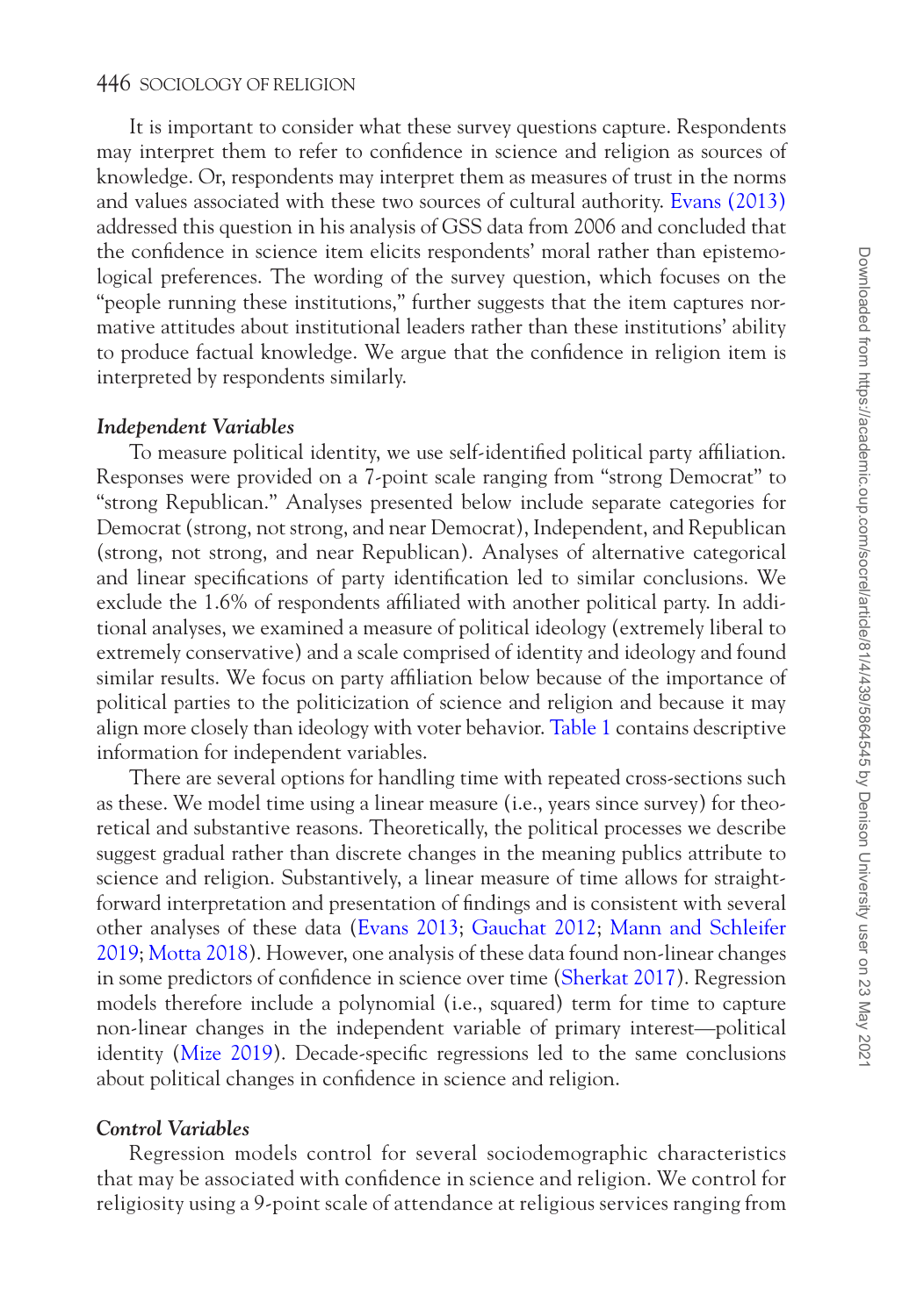It is important to consider what these survey questions capture. Respondents may interpret them to refer to confidence in science and religion as sources of knowledge. Or, respondents may interpret them as measures of trust in the norms and values associated with these two sources of cultural authority. Evans (2013) addressed this question in his analysis of GSS data from 2006 and concluded that the confidence in science item elicits respondents' moral rather than epistemological preferences. The wording of the survey question, which focuses on the "people running these institutions," further suggests that the item captures normative attitudes about institutional leaders rather than these institutions' ability to produce factual knowledge. We argue that the confidence in religion item is interpreted by respondents similarly.

### *Independent Variables*

To measure political identity, we use self-identified political party affiliation. Responses were provided on a 7-point scale ranging from "strong Democrat" to "strong Republican." Analyses presented below include separate categories for Democrat (strong, not strong, and near Democrat), Independent, and Republican (strong, not strong, and near Republican). Analyses of alternative categorical and linear specifications of party identification led to similar conclusions. We exclude the 1.6% of respondents affiliated with another political party. In additional analyses, we examined a measure of political ideology (extremely liberal to extremely conservative) and a scale comprised of identity and ideology and found similar results. We focus on party affiliation below because of the importance of political parties to the politicization of science and religion and because it may align more closely than ideology with voter behavior. Table 1 contains descriptive information for independent variables.

There are several options for handling time with repeated cross-sections such as these. We model time using a linear measure (i.e., years since survey) for theoretical and substantive reasons. Theoretically, the political processes we describe suggest gradual rather than discrete changes in the meaning publics attribute to science and religion. Substantively, a linear measure of time allows for straightforward interpretation and presentation of findings and is consistent with several other analyses of these data (Evans 2013; Gauchat 2012; Mann and Schleifer 2019; Motta 2018). However, one analysis of these data found non-linear changes in some predictors of confidence in science over time (Sherkat 2017). Regression models therefore include a polynomial (i.e., squared) term for time to capture non-linear changes in the independent variable of primary interest—political identity (Mize 2019). Decade-specific regressions led to the same conclusions about political changes in confidence in science and religion.

### *Control Variables*

Regression models control for several sociodemographic characteristics that may be associated with confidence in science and religion. We control for religiosity using a 9-point scale of attendance at religious services ranging from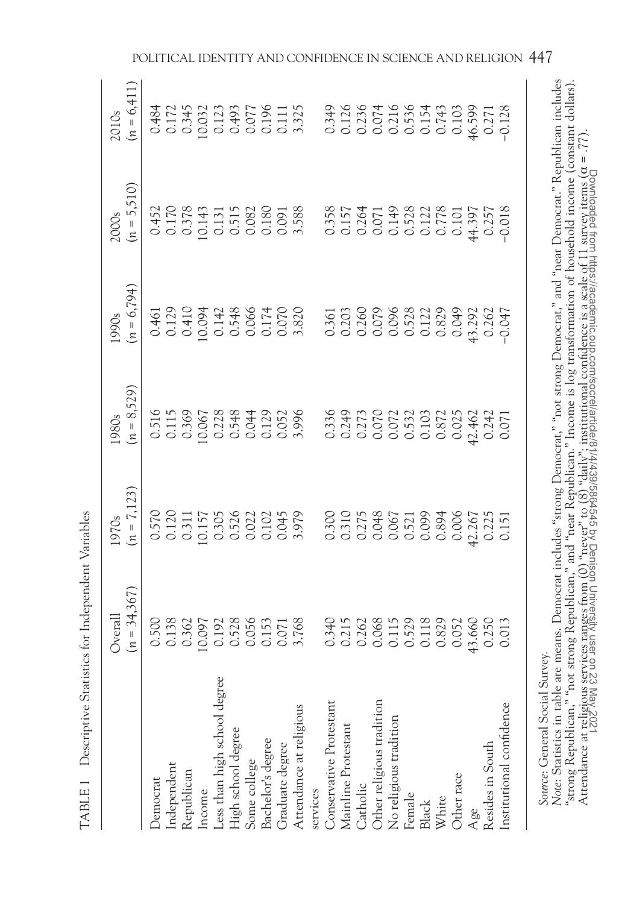TABLE 1 Descriptive Statistics for Independent Variables

| | Overall ($n$ = 34,367) | 1970s ($n$ = 7,123) | 1980s ($n$ = 8,529) | 1990s ($n$ = 6,794) | 2000s ($n$ = 5,510) | 2010s ($n$ = 6,411) |
|---|---|---|---|---|---|---|
| Democrat | 0.500 | 0.570 | 0.516 | 0.461 | 0.452 | 0.484 |
| Independent | 0.138 | 0.120 | 0.115 | 0.129 | 0.170 | 0.172 |
| Republican | 0.362 | 0.311 | 0.369 | 0.410 | 0.378 | 0.345 |
| Income | 10.097 | 10.157 | 10.067 | 10.094 | 10.143 | 10.032 |
| Less than high school degree | 0.192 | 0.305 | 0.228 | 0.142 | 0.131 | 0.123 |
| High school degree | 0.528 | 0.526 | 0.548 | 0.548 | 0.515 | 0.493 |
| Some college | 0.056 | 0.022 | 0.044 | 0.066 | 0.082 | 0.077 |
| Bachelor's degree | 0.153 | 0.102 | 0.129 | 0.174 | 0.180 | 0.196 |
| Graduate degree | 0.071 | 0.045 | 0.052 | 0.070 | 0.091 | 0.111 |
| Attendance at religious services | 3.768 | 3.979 | 3.996 | 3.820 | 3.588 | 3.325 |
| Conservative Protestant | 0.340 | 0.300 | 0.336 | 0.361 | 0.358 | 0.349 |
| Mainline Protestant | 0.215 | 0.310 | 0.249 | 0.203 | 0.157 | 0.126 |
| Catholic | 0.262 | 0.275 | 0.273 | 0.260 | 0.264 | 0.236 |
| Other religious tradition | 0.068 | 0.048 | 0.070 | 0.079 | 0.071 | 0.074 |
| No religious tradition | 0.115 | 0.067 | 0.072 | 0.096 | 0.149 | 0.216 |
| Female | 0.529 | 0.521 | 0.532 | 0.528 | 0.528 | 0.536 |
| Black | 0.118 | 0.099 | 0.103 | 0.122 | 0.122 | 0.154 |
| White | 0.829 | 0.894 | 0.872 | 0.829 | 0.778 | 0.743 |
| Other race | 0.052 | 0.006 | 0.025 | 0.049 | 0.101 | 0.103 |
| Age | 43.660 | 42.267 | 42.462 | 43.292 | 44.397 | 46.599 |
| Resides in South | 0.250 | 0.225 | 0.242 | 0.262 | 0.257 | 0.271 |
| Institutional confidence | 0.013 | 0.151 | 0.071 | −0.047 | −0.018 | −0.128 |

*Source*: General Social Survey.

*Note*: Statistics in table are means. Democrat includes "strong Democrat," "not strong Democrat," and "near Democrat." Republican includes "strong Republican," "not strong Republican," and "near Republican." Income is log transformation of household income (constant dollars). Attendance at religious services ranges from (0) "never" to (8) "daily"; institutional confidence is a scale of 11 survey items ($\alpha$ = .77).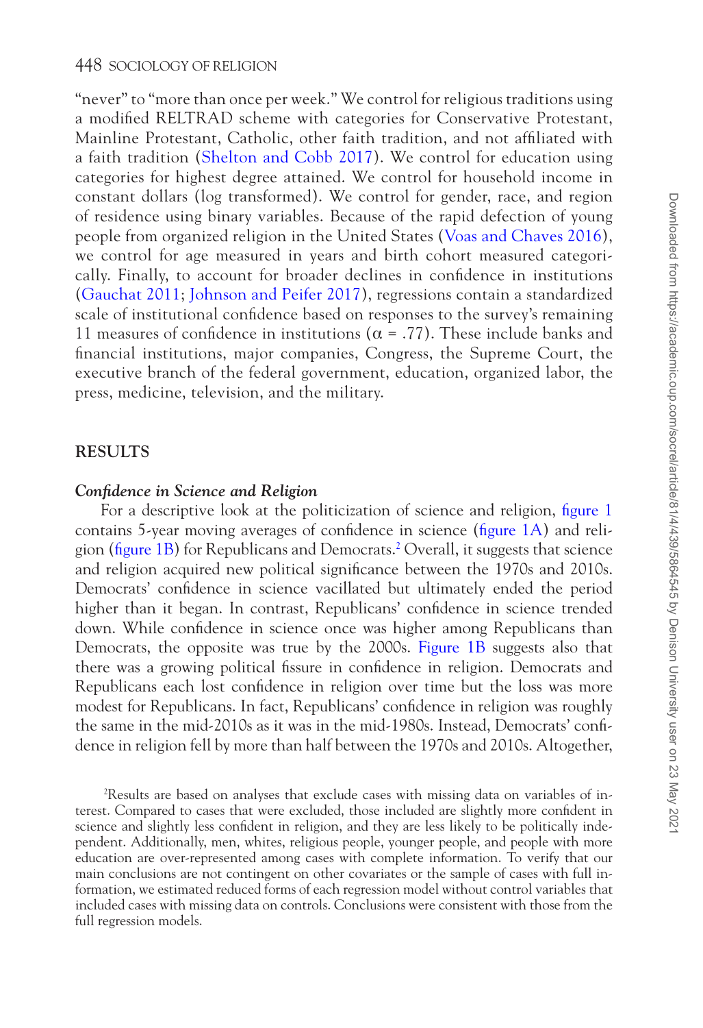"never" to "more than once per week." We control for religious traditions using a modified RELTRAD scheme with categories for Conservative Protestant, Mainline Protestant, Catholic, other faith tradition, and not affiliated with a faith tradition (Shelton and Cobb 2017). We control for education using categories for highest degree attained. We control for household income in constant dollars (log transformed). We control for gender, race, and region of residence using binary variables. Because of the rapid defection of young people from organized religion in the United States (Voas and Chaves 2016), we control for age measured in years and birth cohort measured categorically. Finally, to account for broader declines in confidence in institutions (Gauchat 2011; Johnson and Peifer 2017), regressions contain a standardized scale of institutional confidence based on responses to the survey's remaining 11 measures of confidence in institutions ($\alpha$ = .77). These include banks and financial institutions, major companies, Congress, the Supreme Court, the executive branch of the federal government, education, organized labor, the press, medicine, television, and the military.

## RESULTS

### *Confidence in Science and Religion*

For a descriptive look at the politicization of science and religion, figure 1 contains 5-year moving averages of confidence in science (figure 1A) and religion (figure 1B) for Republicans and Democrats.[2] Overall, it suggests that science and religion acquired new political significance between the 1970s and 2010s. Democrats' confidence in science vacillated but ultimately ended the period higher than it began. In contrast, Republicans' confidence in science trended down. While confidence in science once was higher among Republicans than Democrats, the opposite was true by the 2000s. Figure 1B suggests also that there was a growing political fissure in confidence in religion. Democrats and Republicans each lost confidence in religion over time but the loss was more modest for Republicans. In fact, Republicans' confidence in religion was roughly the same in the mid-2010s as it was in the mid-1980s. Instead, Democrats' confidence in religion fell by more than half between the 1970s and 2010s. Altogether,

[2]Results are based on analyses that exclude cases with missing data on variables of interest. Compared to cases that were excluded, those included are slightly more confident in science and slightly less confident in religion, and they are less likely to be politically independent. Additionally, men, whites, religious people, younger people, and people with more education are over-represented among cases with complete information. To verify that our main conclusions are not contingent on other covariates or the sample of cases with full information, we estimated reduced forms of each regression model without control variables that included cases with missing data on controls. Conclusions were consistent with those from the full regression models.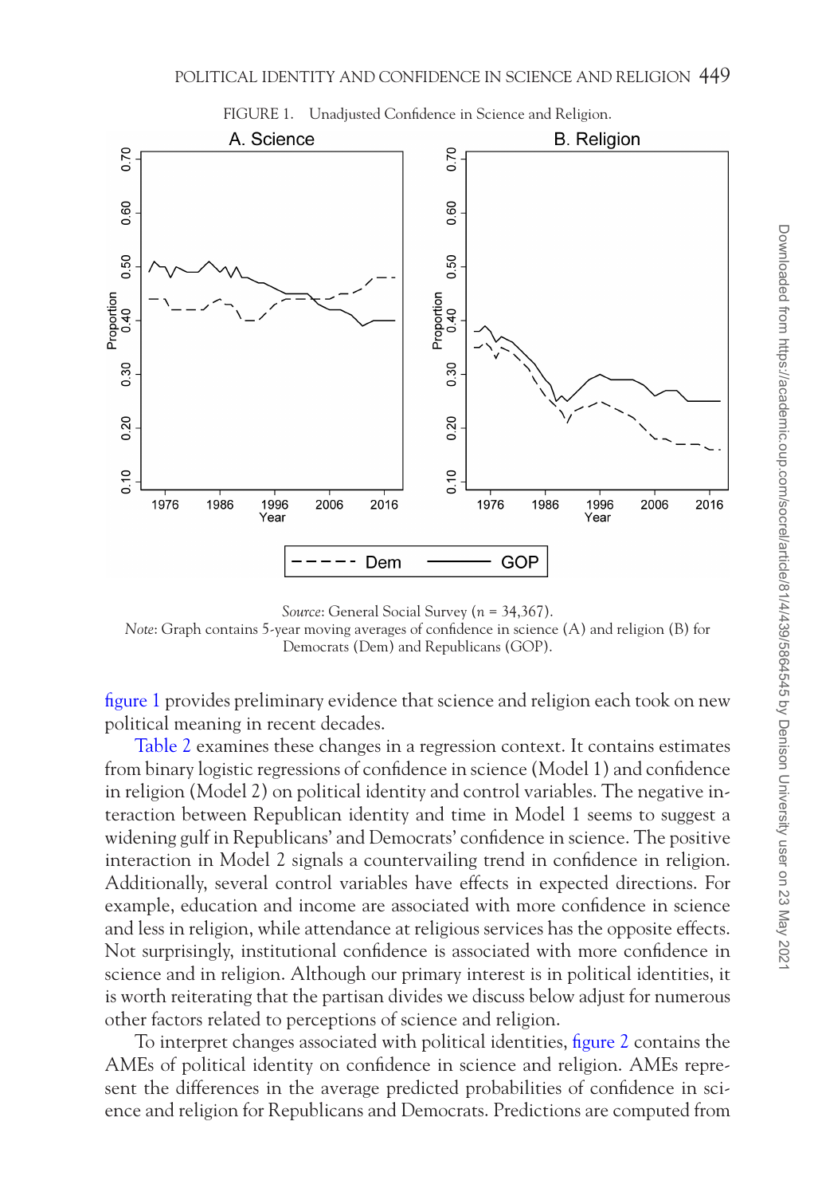FIGURE 1. Unadjusted Confidence in Science and Religion.

*Source*: General Social Survey (*n* = 34,367).
*Note*: Graph contains 5-year moving averages of confidence in science (A) and religion (B) for Democrats (Dem) and Republicans (GOP).

figure 1 provides preliminary evidence that science and religion each took on new political meaning in recent decades.

Table 2 examines these changes in a regression context. It contains estimates from binary logistic regressions of confidence in science (Model 1) and confidence in religion (Model 2) on political identity and control variables. The negative interaction between Republican identity and time in Model 1 seems to suggest a widening gulf in Republicans' and Democrats' confidence in science. The positive interaction in Model 2 signals a countervailing trend in confidence in religion. Additionally, several control variables have effects in expected directions. For example, education and income are associated with more confidence in science and less in religion, while attendance at religious services has the opposite effects. Not surprisingly, institutional confidence is associated with more confidence in science and in religion. Although our primary interest is in political identities, it is worth reiterating that the partisan divides we discuss below adjust for numerous other factors related to perceptions of science and religion.

To interpret changes associated with political identities, figure 2 contains the AMEs of political identity on confidence in science and religion. AMEs represent the differences in the average predicted probabilities of confidence in science and religion for Republicans and Democrats. Predictions are computed from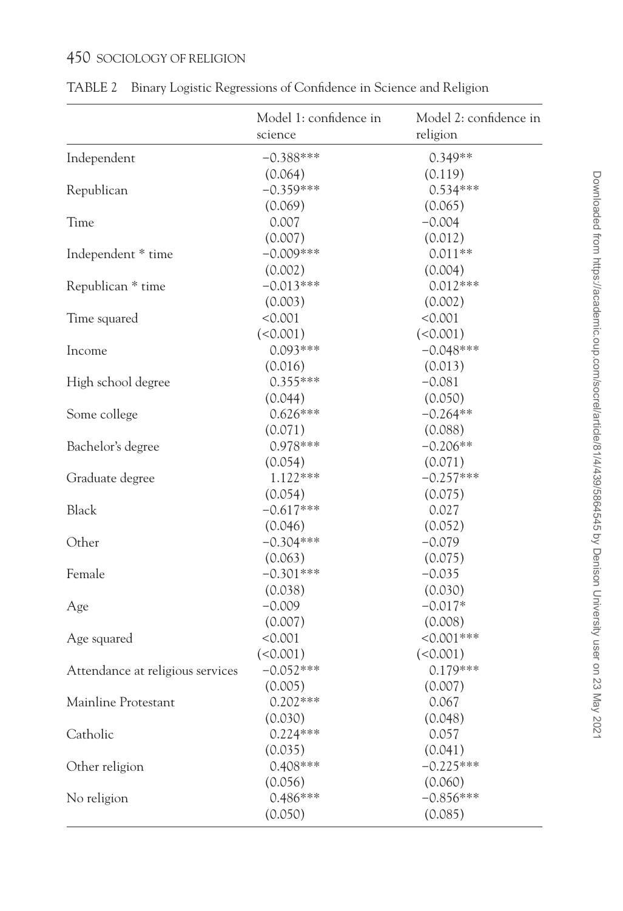TABLE 2 Binary Logistic Regressions of Confidence in Science and Religion

| | Model 1: confidence in science | Model 2: confidence in religion |
|---|---|---|
| Independent | −0.388*** | 0.349** |
| | (0.064) | (0.119) |
| Republican | −0.359*** | 0.534*** |
| | (0.069) | (0.065) |
| Time | 0.007 | −0.004 |
| | (0.007) | (0.012) |
| Independent * time | −0.009*** | 0.011** |
| | (0.002) | (0.004) |
| Republican * time | −0.013*** | 0.012*** |
| | (0.003) | (0.002) |
| Time squared | <0.001 | <0.001 |
| | (<0.001) | (<0.001) |
| Income | 0.093*** | −0.048*** |
| | (0.016) | (0.013) |
| High school degree | 0.355*** | −0.081 |
| | (0.044) | (0.050) |
| Some college | 0.626*** | −0.264** |
| | (0.071) | (0.088) |
| Bachelor's degree | 0.978*** | −0.206** |
| | (0.054) | (0.071) |
| Graduate degree | 1.122*** | −0.257*** |
| | (0.054) | (0.075) |
| Black | −0.617*** | 0.027 |
| | (0.046) | (0.052) |
| Other | −0.304*** | −0.079 |
| | (0.063) | (0.075) |
| Female | −0.301*** | −0.035 |
| | (0.038) | (0.030) |
| Age | −0.009 | −0.017* |
| | (0.007) | (0.008) |
| Age squared | <0.001 | <0.001*** |
| | (<0.001) | (<0.001) |
| Attendance at religious services | −0.052*** | 0.179*** |
| | (0.005) | (0.007) |
| Mainline Protestant | 0.202*** | 0.067 |
| | (0.030) | (0.048) |
| Catholic | 0.224*** | 0.057 |
| | (0.035) | (0.041) |
| Other religion | 0.408*** | −0.225*** |
| | (0.056) | (0.060) |
| No religion | 0.486*** | −0.856*** |
| | (0.050) | (0.085) |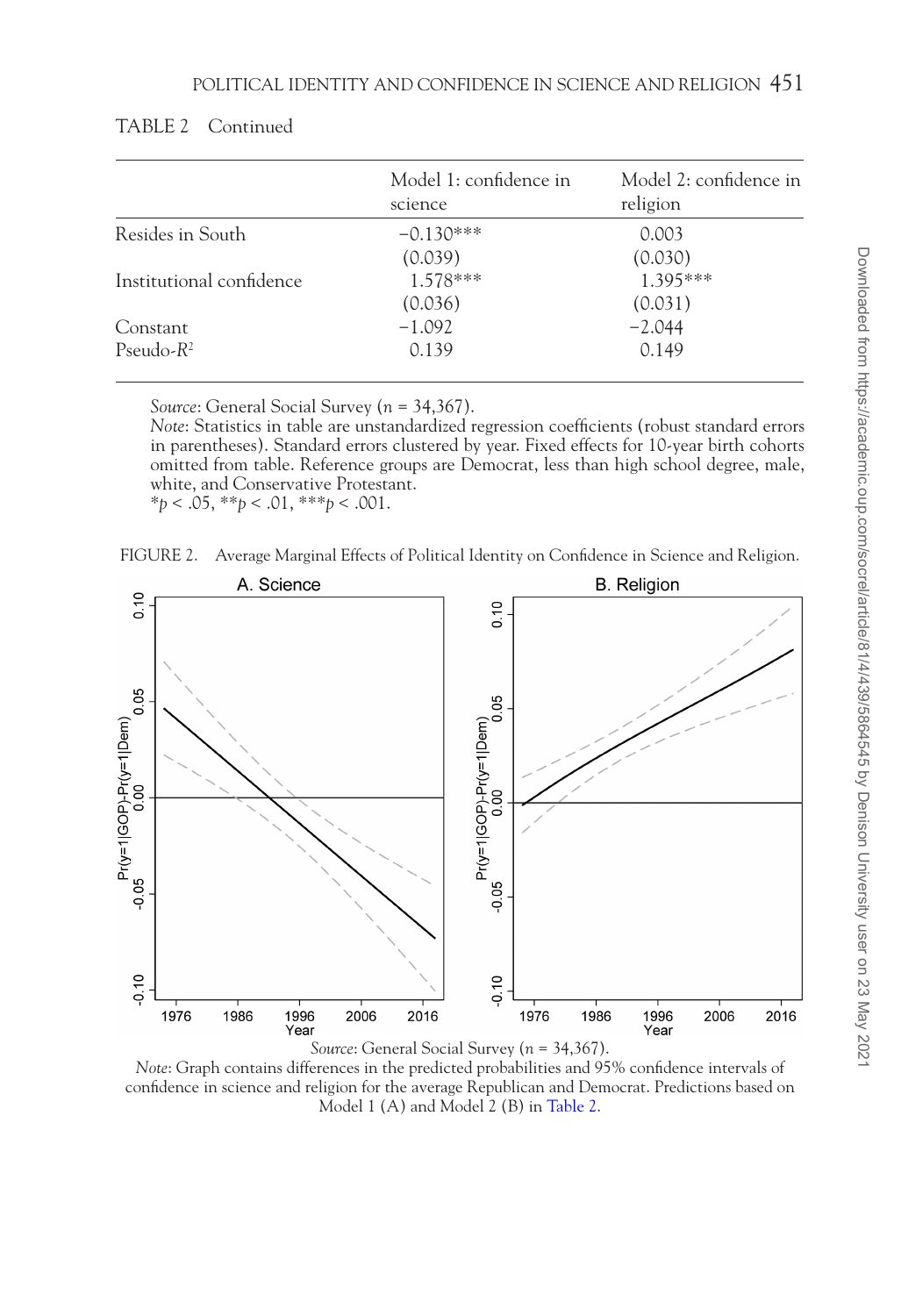TABLE 2 Continued

| | Model 1: confidence in science | Model 2: confidence in religion |
|---|---|---|
| Resides in South | −0.130*** | 0.003 |
| | (0.039) | (0.030) |
| Institutional confidence | 1.578*** | 1.395*** |
| | (0.036) | (0.031) |
| Constant | −1.092 | −2.044 |
| Pseudo-$R^2$ | 0.139 | 0.149 |

*Source*: General Social Survey ($n$ = 34,367).
*Note*: Statistics in table are unstandardized regression coefficients (robust standard errors in parentheses). Standard errors clustered by year. Fixed effects for 10-year birth cohorts omitted from table. Reference groups are Democrat, less than high school degree, male, white, and Conservative Protestant.
$*p < .05$, $**p < .01$, $***p < .001$.

FIGURE 2. Average Marginal Effects of Political Identity on Confidence in Science and Religion.

*Source*: General Social Survey ($n$ = 34,367).
*Note*: Graph contains differences in the predicted probabilities and 95% confidence intervals of confidence in science and religion for the average Republican and Democrat. Predictions based on Model 1 (A) and Model 2 (B) in Table 2.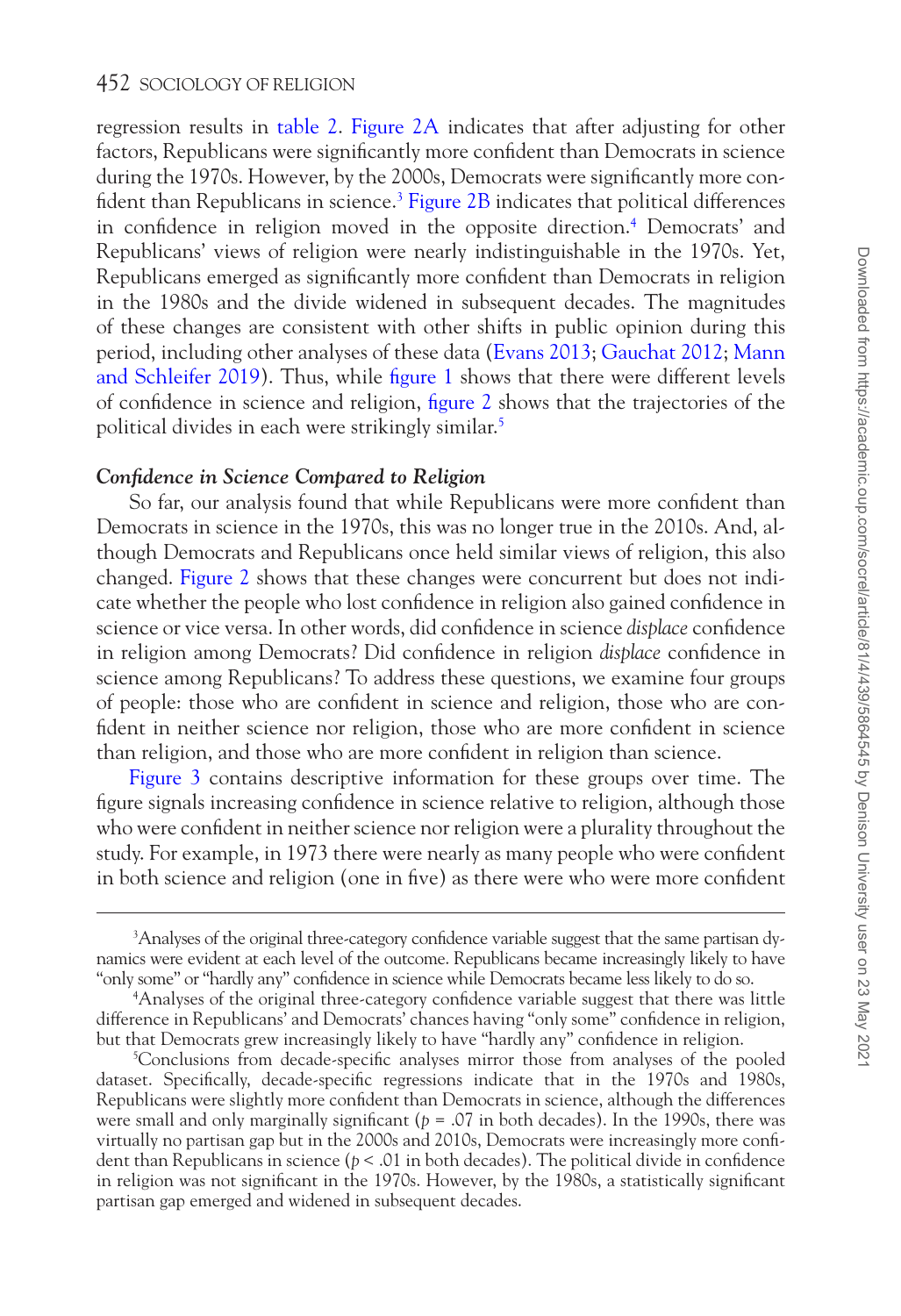regression results in table 2. Figure 2A indicates that after adjusting for other factors, Republicans were significantly more confident than Democrats in science during the 1970s. However, by the 2000s, Democrats were significantly more confident than Republicans in science.[3] Figure 2B indicates that political differences in confidence in religion moved in the opposite direction.[4] Democrats' and Republicans' views of religion were nearly indistinguishable in the 1970s. Yet, Republicans emerged as significantly more confident than Democrats in religion in the 1980s and the divide widened in subsequent decades. The magnitudes of these changes are consistent with other shifts in public opinion during this period, including other analyses of these data (Evans 2013; Gauchat 2012; Mann and Schleifer 2019). Thus, while figure 1 shows that there were different levels of confidence in science and religion, figure 2 shows that the trajectories of the political divides in each were strikingly similar.[5]

### *Confidence in Science Compared to Religion*

So far, our analysis found that while Republicans were more confident than Democrats in science in the 1970s, this was no longer true in the 2010s. And, although Democrats and Republicans once held similar views of religion, this also changed. Figure 2 shows that these changes were concurrent but does not indicate whether the people who lost confidence in religion also gained confidence in science or vice versa. In other words, did confidence in science *displace* confidence in religion among Democrats? Did confidence in religion *displace* confidence in science among Republicans? To address these questions, we examine four groups of people: those who are confident in science and religion, those who are confident in neither science nor religion, those who are more confident in science than religion, and those who are more confident in religion than science.

Figure 3 contains descriptive information for these groups over time. The figure signals increasing confidence in science relative to religion, although those who were confident in neither science nor religion were a plurality throughout the study. For example, in 1973 there were nearly as many people who were confident in both science and religion (one in five) as there were who were more confident

---

[3]Analyses of the original three-category confidence variable suggest that the same partisan dynamics were evident at each level of the outcome. Republicans became increasingly likely to have "only some" or "hardly any" confidence in science while Democrats became less likely to do so.

[4]Analyses of the original three-category confidence variable suggest that there was little difference in Republicans' and Democrats' chances having "only some" confidence in religion, but that Democrats grew increasingly likely to have "hardly any" confidence in religion.

[5]Conclusions from decade-specific analyses mirror those from analyses of the pooled dataset. Specifically, decade-specific regressions indicate that in the 1970s and 1980s, Republicans were slightly more confident than Democrats in science, although the differences were small and only marginally significant ($p$ = .07 in both decades). In the 1990s, there was virtually no partisan gap but in the 2000s and 2010s, Democrats were increasingly more confident than Republicans in science ($p$ < .01 in both decades). The political divide in confidence in religion was not significant in the 1970s. However, by the 1980s, a statistically significant partisan gap emerged and widened in subsequent decades.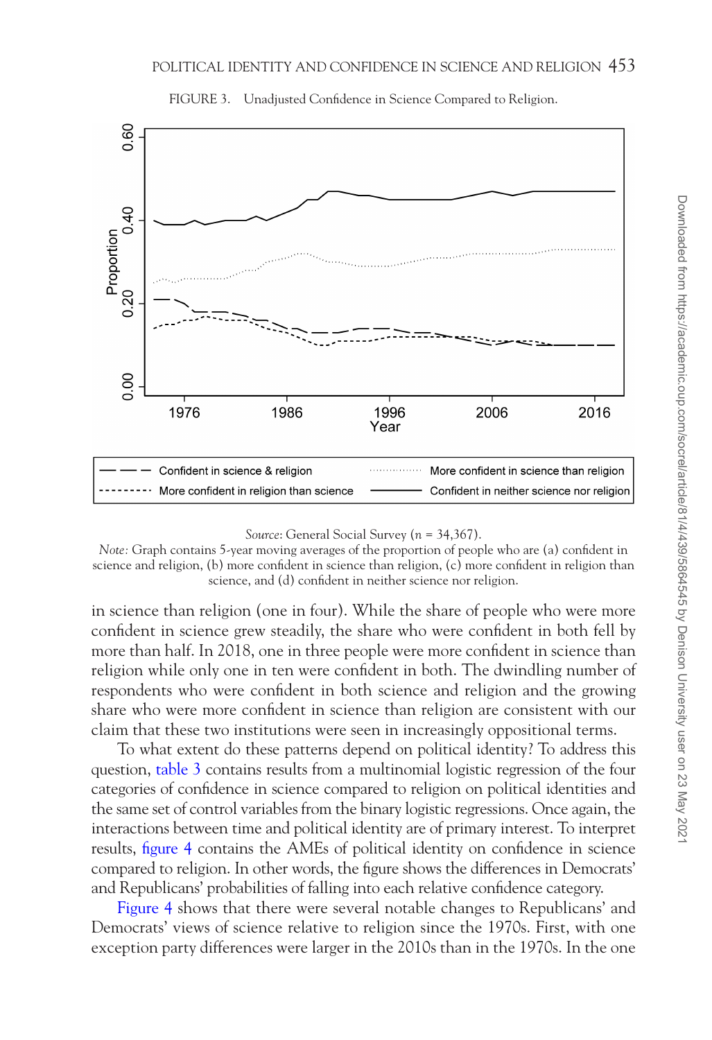FIGURE 3. Unadjusted Confidence in Science Compared to Religion.

*Source*: General Social Survey (*n* = 34,367).

*Note:* Graph contains 5-year moving averages of the proportion of people who are (a) confident in science and religion, (b) more confident in science than religion, (c) more confident in religion than science, and (d) confident in neither science nor religion.

in science than religion (one in four). While the share of people who were more confident in science grew steadily, the share who were confident in both fell by more than half. In 2018, one in three people were more confident in science than religion while only one in ten were confident in both. The dwindling number of respondents who were confident in both science and religion and the growing share who were more confident in science than religion are consistent with our claim that these two institutions were seen in increasingly oppositional terms.

To what extent do these patterns depend on political identity? To address this question, table 3 contains results from a multinomial logistic regression of the four categories of confidence in science compared to religion on political identities and the same set of control variables from the binary logistic regressions. Once again, the interactions between time and political identity are of primary interest. To interpret results, figure 4 contains the AMEs of political identity on confidence in science compared to religion. In other words, the figure shows the differences in Democrats' and Republicans' probabilities of falling into each relative confidence category.

Figure 4 shows that there were several notable changes to Republicans' and Democrats' views of science relative to religion since the 1970s. First, with one exception party differences were larger in the 2010s than in the 1970s. In the one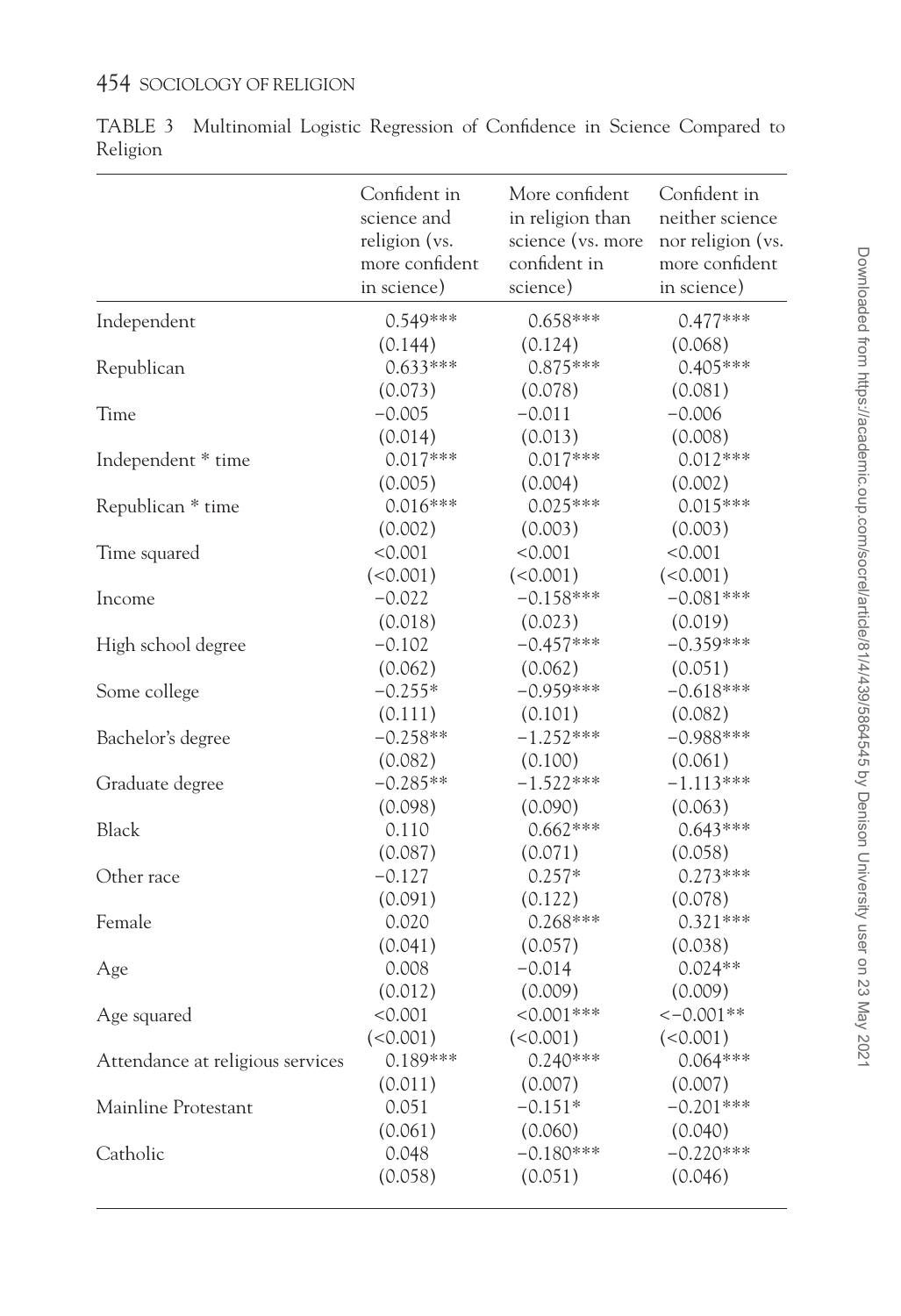TABLE 3 Multinomial Logistic Regression of Confidence in Science Compared to Religion

| | Confident in science and religion (vs. more confident in science) | More confident in religion than science (vs. more confident in science) | Confident in neither science nor religion (vs. more confident in science) |
|---|---|---|---|
| Independent | 0.549*** | 0.658*** | 0.477*** |
| | (0.144) | (0.124) | (0.068) |
| Republican | 0.633*** | 0.875*** | 0.405*** |
| | (0.073) | (0.078) | (0.081) |
| Time | −0.005 | −0.011 | −0.006 |
| | (0.014) | (0.013) | (0.008) |
| Independent * time | 0.017*** | 0.017*** | 0.012*** |
| | (0.005) | (0.004) | (0.002) |
| Republican * time | 0.016*** | 0.025*** | 0.015*** |
| | (0.002) | (0.003) | (0.003) |
| Time squared | <0.001 | <0.001 | <0.001 |
| | (<0.001) | (<0.001) | (<0.001) |
| Income | −0.022 | −0.158*** | −0.081*** |
| | (0.018) | (0.023) | (0.019) |
| High school degree | −0.102 | −0.457*** | −0.359*** |
| | (0.062) | (0.062) | (0.051) |
| Some college | −0.255* | −0.959*** | −0.618*** |
| | (0.111) | (0.101) | (0.082) |
| Bachelor's degree | −0.258** | −1.252*** | −0.988*** |
| | (0.082) | (0.100) | (0.061) |
| Graduate degree | −0.285** | −1.522*** | −1.113*** |
| | (0.098) | (0.090) | (0.063) |
| Black | 0.110 | 0.662*** | 0.643*** |
| | (0.087) | (0.071) | (0.058) |
| Other race | −0.127 | 0.257* | 0.273*** |
| | (0.091) | (0.122) | (0.078) |
| Female | 0.020 | 0.268*** | 0.321*** |
| | (0.041) | (0.057) | (0.038) |
| Age | 0.008 | −0.014 | 0.024** |
| | (0.012) | (0.009) | (0.009) |
| Age squared | <0.001 | <0.001*** | <−0.001** |
| | (<0.001) | (<0.001) | (<0.001) |
| Attendance at religious services | 0.189*** | 0.240*** | 0.064*** |
| | (0.011) | (0.007) | (0.007) |
| Mainline Protestant | 0.051 | −0.151* | −0.201*** |
| | (0.061) | (0.060) | (0.040) |
| Catholic | 0.048 | −0.180*** | −0.220*** |
| | (0.058) | (0.051) | (0.046) |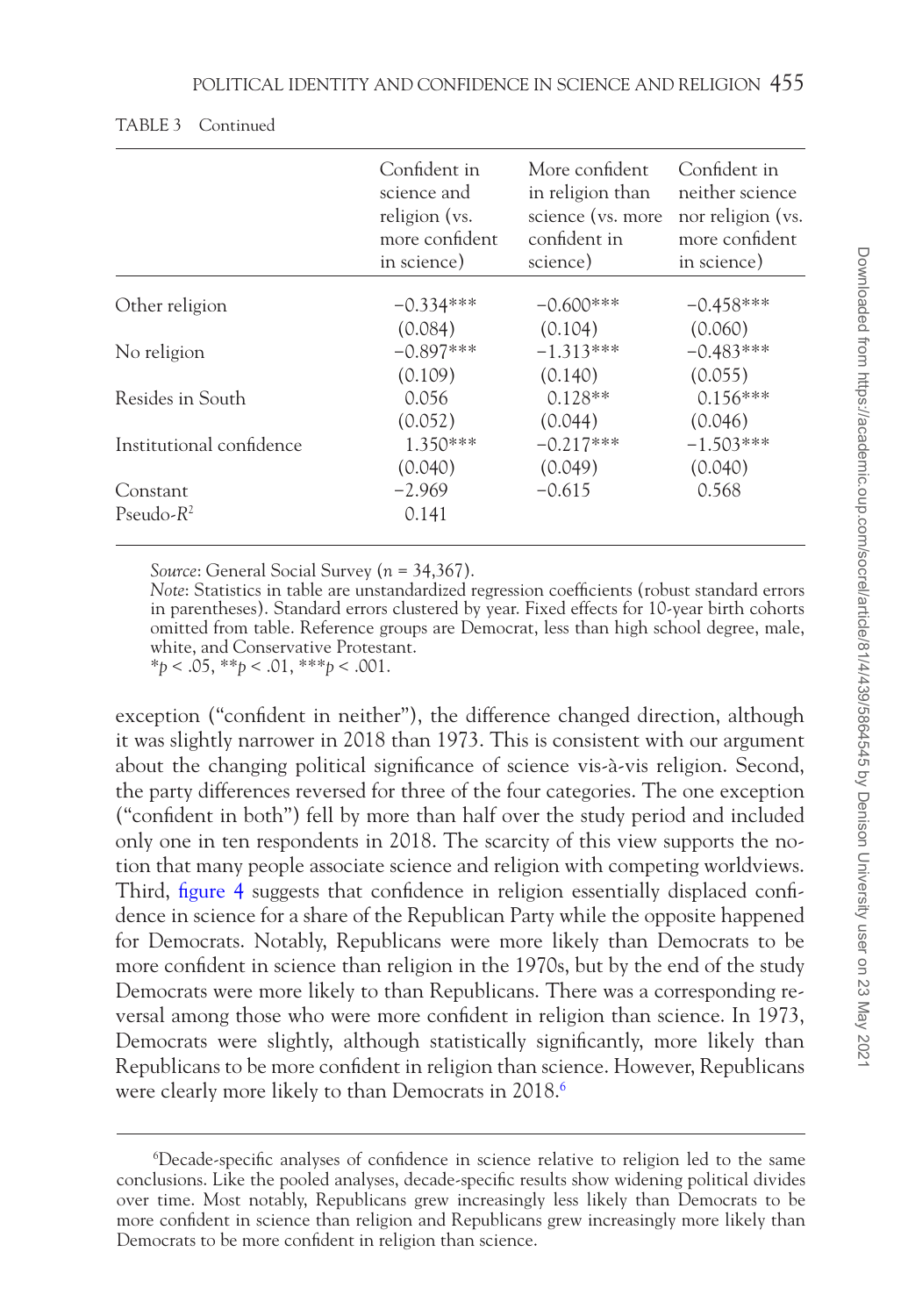TABLE 3 Continued

| | Confident in science and religion (vs. more confident in science) | More confident in religion than science (vs. more confident in science) | Confident in neither science nor religion (vs. more confident in science) |
|---|---|---|---|
| Other religion | −0.334*** | −0.600*** | −0.458*** |
| | (0.084) | (0.104) | (0.060) |
| No religion | −0.897*** | −1.313*** | −0.483*** |
| | (0.109) | (0.140) | (0.055) |
| Resides in South | 0.056 | 0.128** | 0.156*** |
| | (0.052) | (0.044) | (0.046) |
| Institutional confidence | 1.350*** | −0.217*** | −1.503*** |
| | (0.040) | (0.049) | (0.040) |
| Constant | −2.969 | −0.615 | 0.568 |
| Pseudo-$R^2$ | 0.141 | | |

*Source*: General Social Survey ($n$ = 34,367).
*Note*: Statistics in table are unstandardized regression coefficients (robust standard errors in parentheses). Standard errors clustered by year. Fixed effects for 10-year birth cohorts omitted from table. Reference groups are Democrat, less than high school degree, male, white, and Conservative Protestant.
\*$p < .05$, \*\*$p < .01$, \*\*\*$p < .001$.

exception ("confident in neither"), the difference changed direction, although it was slightly narrower in 2018 than 1973. This is consistent with our argument about the changing political significance of science vis-à-vis religion. Second, the party differences reversed for three of the four categories. The one exception ("confident in both") fell by more than half over the study period and included only one in ten respondents in 2018. The scarcity of this view supports the notion that many people associate science and religion with competing worldviews. Third, figure 4 suggests that confidence in religion essentially displaced confidence in science for a share of the Republican Party while the opposite happened for Democrats. Notably, Republicans were more likely than Democrats to be more confident in science than religion in the 1970s, but by the end of the study Democrats were more likely to than Republicans. There was a corresponding reversal among those who were more confident in religion than science. In 1973, Democrats were slightly, although statistically significantly, more likely than Republicans to be more confident in religion than science. However, Republicans were clearly more likely to than Democrats in 2018.[6]

[6]Decade-specific analyses of confidence in science relative to religion led to the same conclusions. Like the pooled analyses, decade-specific results show widening political divides over time. Most notably, Republicans grew increasingly less likely than Democrats to be more confident in science than religion and Republicans grew increasingly more likely than Democrats to be more confident in religion than science.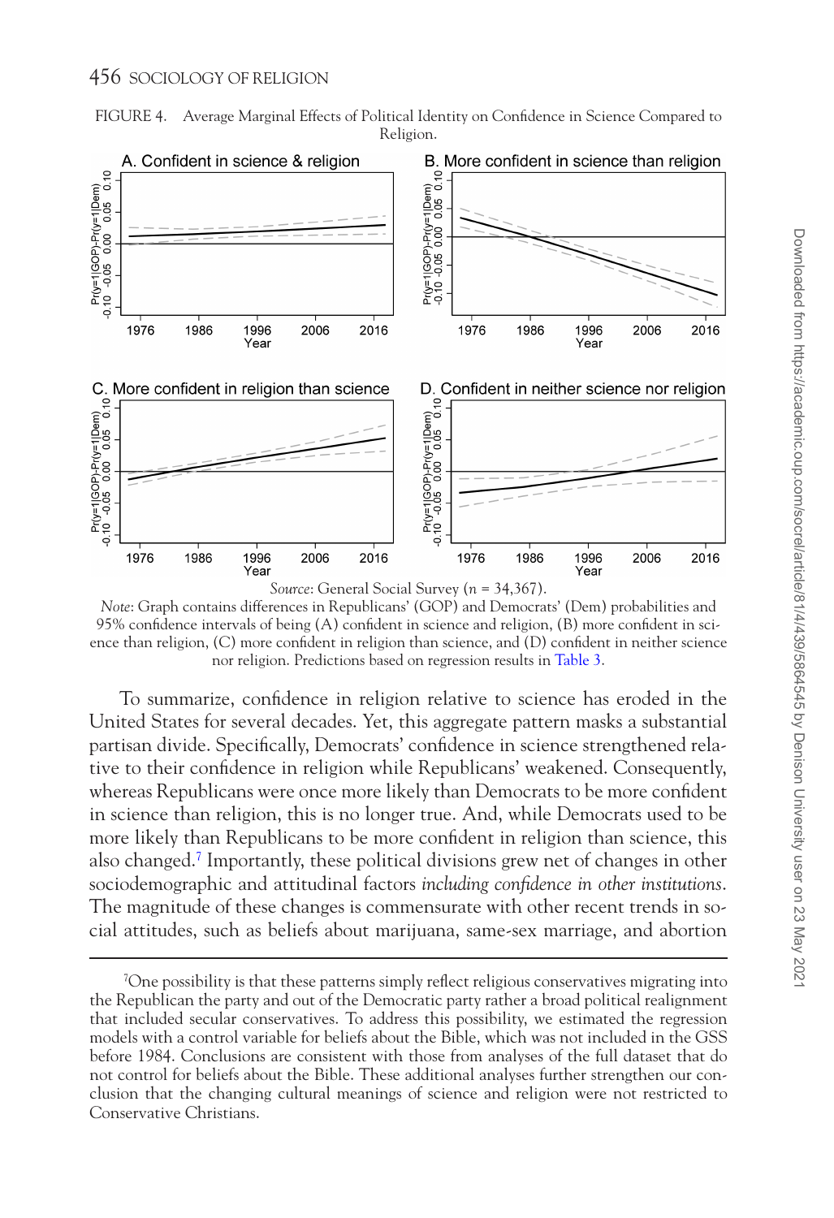FIGURE 4. Average Marginal Effects of Political Identity on Confidence in Science Compared to Religion.

*Source*: General Social Survey (*n* = 34,367).

*Note*: Graph contains differences in Republicans' (GOP) and Democrats' (Dem) probabilities and 95% confidence intervals of being (A) confident in science and religion, (B) more confident in science than religion, (C) more confident in religion than science, and (D) confident in neither science nor religion. Predictions based on regression results in Table 3.

To summarize, confidence in religion relative to science has eroded in the United States for several decades. Yet, this aggregate pattern masks a substantial partisan divide. Specifically, Democrats' confidence in science strengthened relative to their confidence in religion while Republicans' weakened. Consequently, whereas Republicans were once more likely than Democrats to be more confident in science than religion, this is no longer true. And, while Democrats used to be more likely than Republicans to be more confident in religion than science, this also changed.[7] Importantly, these political divisions grew net of changes in other sociodemographic and attitudinal factors *including confidence in other institutions*. The magnitude of these changes is commensurate with other recent trends in social attitudes, such as beliefs about marijuana, same-sex marriage, and abortion

[7]One possibility is that these patterns simply reflect religious conservatives migrating into the Republican the party and out of the Democratic party rather a broad political realignment that included secular conservatives. To address this possibility, we estimated the regression models with a control variable for beliefs about the Bible, which was not included in the GSS before 1984. Conclusions are consistent with those from analyses of the full dataset that do not control for beliefs about the Bible. These additional analyses further strengthen our conclusion that the changing cultural meanings of science and religion were not restricted to Conservative Christians.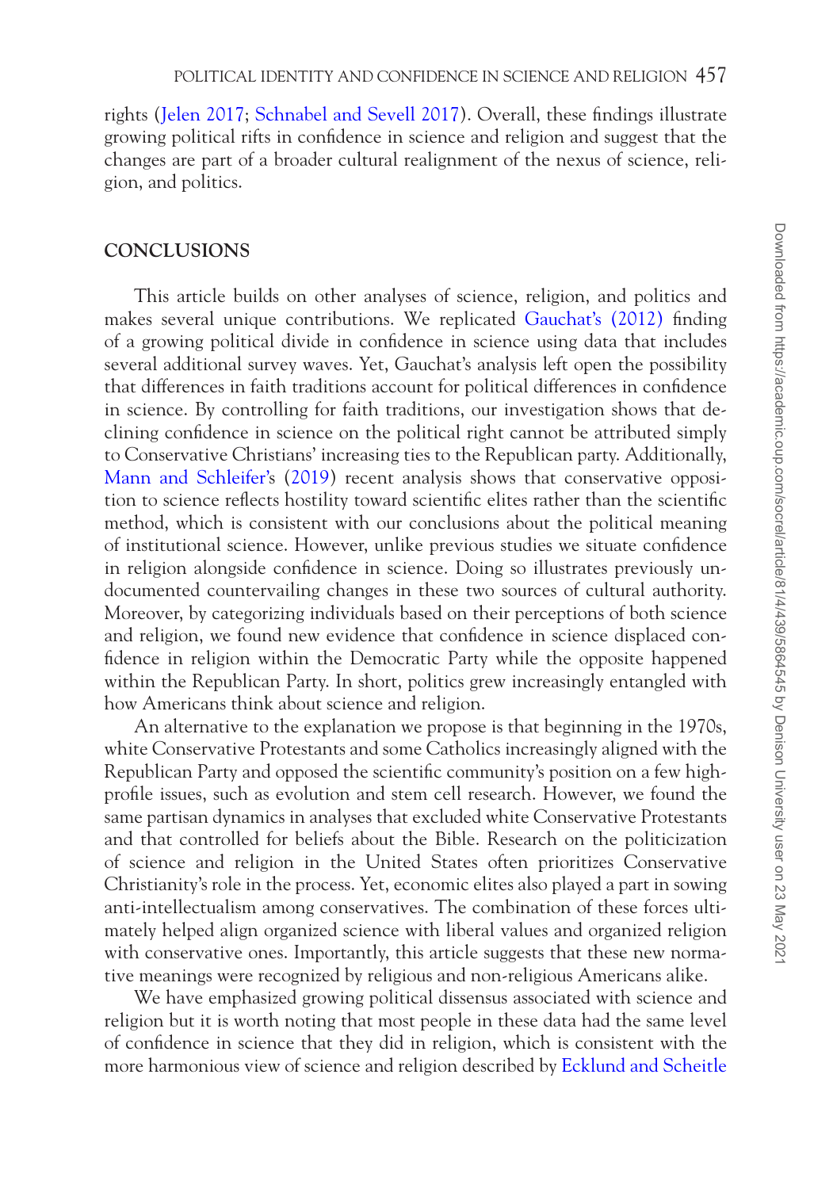rights (Jelen 2017; Schnabel and Sevell 2017). Overall, these findings illustrate growing political rifts in confidence in science and religion and suggest that the changes are part of a broader cultural realignment of the nexus of science, religion, and politics.

## CONCLUSIONS

This article builds on other analyses of science, religion, and politics and makes several unique contributions. We replicated Gauchat's (2012) finding of a growing political divide in confidence in science using data that includes several additional survey waves. Yet, Gauchat's analysis left open the possibility that differences in faith traditions account for political differences in confidence in science. By controlling for faith traditions, our investigation shows that declining confidence in science on the political right cannot be attributed simply to Conservative Christians' increasing ties to the Republican party. Additionally, Mann and Schleifer's (2019) recent analysis shows that conservative opposition to science reflects hostility toward scientific elites rather than the scientific method, which is consistent with our conclusions about the political meaning of institutional science. However, unlike previous studies we situate confidence in religion alongside confidence in science. Doing so illustrates previously undocumented countervailing changes in these two sources of cultural authority. Moreover, by categorizing individuals based on their perceptions of both science and religion, we found new evidence that confidence in science displaced confidence in religion within the Democratic Party while the opposite happened within the Republican Party. In short, politics grew increasingly entangled with how Americans think about science and religion.

An alternative to the explanation we propose is that beginning in the 1970s, white Conservative Protestants and some Catholics increasingly aligned with the Republican Party and opposed the scientific community's position on a few high-profile issues, such as evolution and stem cell research. However, we found the same partisan dynamics in analyses that excluded white Conservative Protestants and that controlled for beliefs about the Bible. Research on the politicization of science and religion in the United States often prioritizes Conservative Christianity's role in the process. Yet, economic elites also played a part in sowing anti-intellectualism among conservatives. The combination of these forces ultimately helped align organized science with liberal values and organized religion with conservative ones. Importantly, this article suggests that these new normative meanings were recognized by religious and non-religious Americans alike.

We have emphasized growing political dissensus associated with science and religion but it is worth noting that most people in these data had the same level of confidence in science that they did in religion, which is consistent with the more harmonious view of science and religion described by Ecklund and Scheitle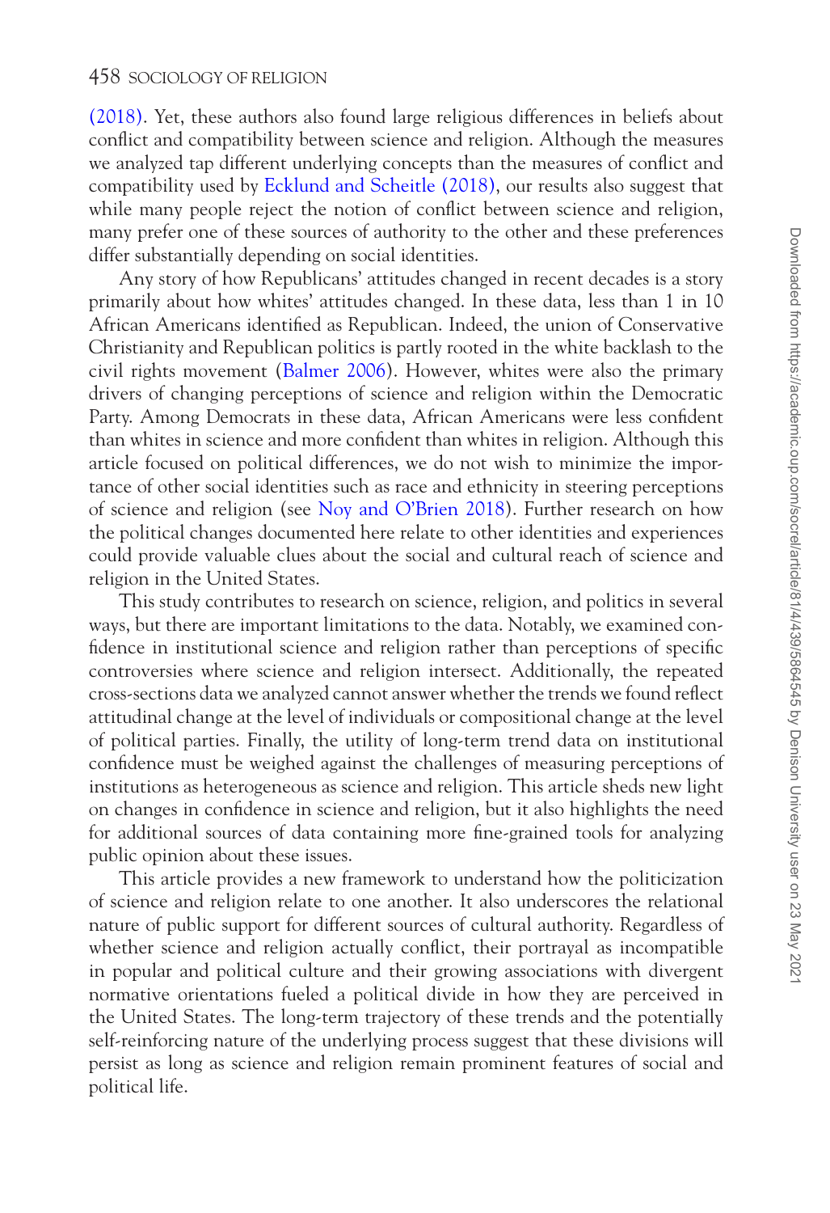(2018). Yet, these authors also found large religious differences in beliefs about conflict and compatibility between science and religion. Although the measures we analyzed tap different underlying concepts than the measures of conflict and compatibility used by Ecklund and Scheitle (2018), our results also suggest that while many people reject the notion of conflict between science and religion, many prefer one of these sources of authority to the other and these preferences differ substantially depending on social identities.

Any story of how Republicans' attitudes changed in recent decades is a story primarily about how whites' attitudes changed. In these data, less than 1 in 10 African Americans identified as Republican. Indeed, the union of Conservative Christianity and Republican politics is partly rooted in the white backlash to the civil rights movement (Balmer 2006). However, whites were also the primary drivers of changing perceptions of science and religion within the Democratic Party. Among Democrats in these data, African Americans were less confident than whites in science and more confident than whites in religion. Although this article focused on political differences, we do not wish to minimize the importance of other social identities such as race and ethnicity in steering perceptions of science and religion (see Noy and O'Brien 2018). Further research on how the political changes documented here relate to other identities and experiences could provide valuable clues about the social and cultural reach of science and religion in the United States.

This study contributes to research on science, religion, and politics in several ways, but there are important limitations to the data. Notably, we examined confidence in institutional science and religion rather than perceptions of specific controversies where science and religion intersect. Additionally, the repeated cross-sections data we analyzed cannot answer whether the trends we found reflect attitudinal change at the level of individuals or compositional change at the level of political parties. Finally, the utility of long-term trend data on institutional confidence must be weighed against the challenges of measuring perceptions of institutions as heterogeneous as science and religion. This article sheds new light on changes in confidence in science and religion, but it also highlights the need for additional sources of data containing more fine-grained tools for analyzing public opinion about these issues.

This article provides a new framework to understand how the politicization of science and religion relate to one another. It also underscores the relational nature of public support for different sources of cultural authority. Regardless of whether science and religion actually conflict, their portrayal as incompatible in popular and political culture and their growing associations with divergent normative orientations fueled a political divide in how they are perceived in the United States. The long-term trajectory of these trends and the potentially self-reinforcing nature of the underlying process suggest that these divisions will persist as long as science and religion remain prominent features of social and political life.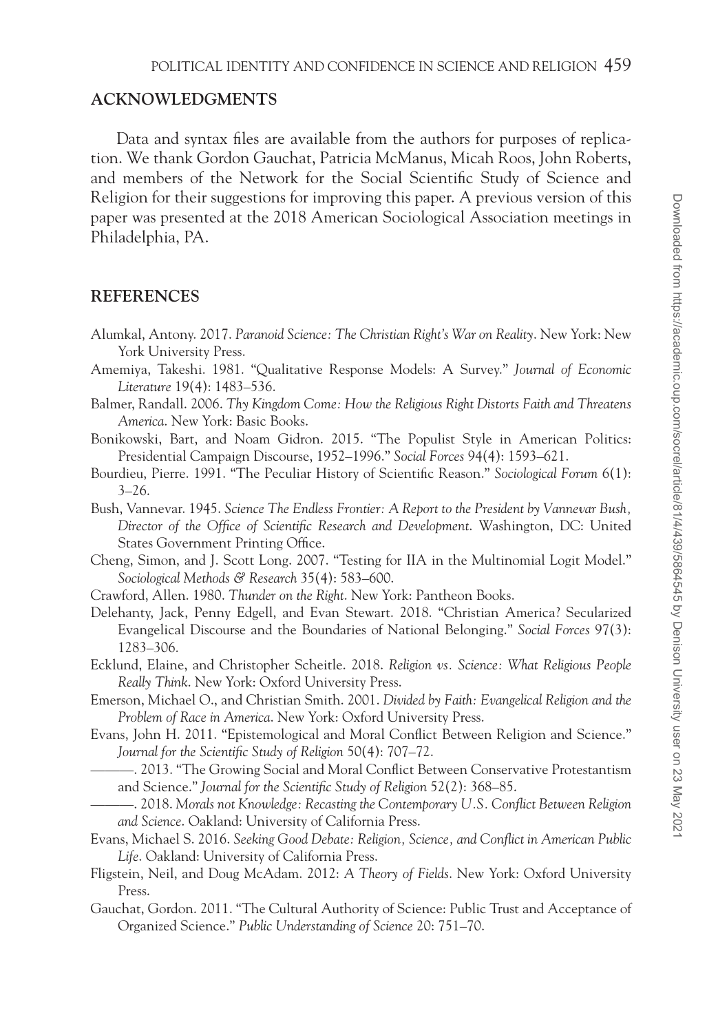## ACKNOWLEDGMENTS

Data and syntax files are available from the authors for purposes of replication. We thank Gordon Gauchat, Patricia McManus, Micah Roos, John Roberts, and members of the Network for the Social Scientific Study of Science and Religion for their suggestions for improving this paper. A previous version of this paper was presented at the 2018 American Sociological Association meetings in Philadelphia, PA.

## REFERENCES

Alumkal, Antony. 2017. *Paranoid Science: The Christian Right's War on Reality*. New York: New York University Press.

Amemiya, Takeshi. 1981. "Qualitative Response Models: A Survey." *Journal of Economic Literature* 19(4): 1483–536.

Balmer, Randall. 2006. *Thy Kingdom Come: How the Religious Right Distorts Faith and Threatens America*. New York: Basic Books.

Bonikowski, Bart, and Noam Gidron. 2015. "The Populist Style in American Politics: Presidential Campaign Discourse, 1952–1996." *Social Forces* 94(4): 1593–621.

Bourdieu, Pierre. 1991. "The Peculiar History of Scientific Reason." *Sociological Forum* 6(1): 3–26.

Bush, Vannevar. 1945. *Science The Endless Frontier: A Report to the President by Vannevar Bush, Director of the Office of Scientific Research and Development*. Washington, DC: United States Government Printing Office.

Cheng, Simon, and J. Scott Long. 2007. "Testing for IIA in the Multinomial Logit Model." *Sociological Methods & Research* 35(4): 583–600.

Crawford, Allen. 1980. *Thunder on the Right*. New York: Pantheon Books.

Delehanty, Jack, Penny Edgell, and Evan Stewart. 2018. "Christian America? Secularized Evangelical Discourse and the Boundaries of National Belonging." *Social Forces* 97(3): 1283–306.

Ecklund, Elaine, and Christopher Scheitle. 2018. *Religion vs. Science: What Religious People Really Think*. New York: Oxford University Press.

Emerson, Michael O., and Christian Smith. 2001. *Divided by Faith: Evangelical Religion and the Problem of Race in America*. New York: Oxford University Press.

Evans, John H. 2011. "Epistemological and Moral Conflict Between Religion and Science." *Journal for the Scientific Study of Religion* 50(4): 707–72.

———. 2013. "The Growing Social and Moral Conflict Between Conservative Protestantism and Science." *Journal for the Scientific Study of Religion* 52(2): 368–85.

———. 2018. *Morals not Knowledge: Recasting the Contemporary U.S. Conflict Between Religion and Science*. Oakland: University of California Press.

Evans, Michael S. 2016. *Seeking Good Debate: Religion, Science, and Conflict in American Public Life*. Oakland: University of California Press.

Fligstein, Neil, and Doug McAdam. 2012: *A Theory of Fields*. New York: Oxford University Press.

Gauchat, Gordon. 2011. "The Cultural Authority of Science: Public Trust and Acceptance of Organized Science." *Public Understanding of Science* 20: 751–70.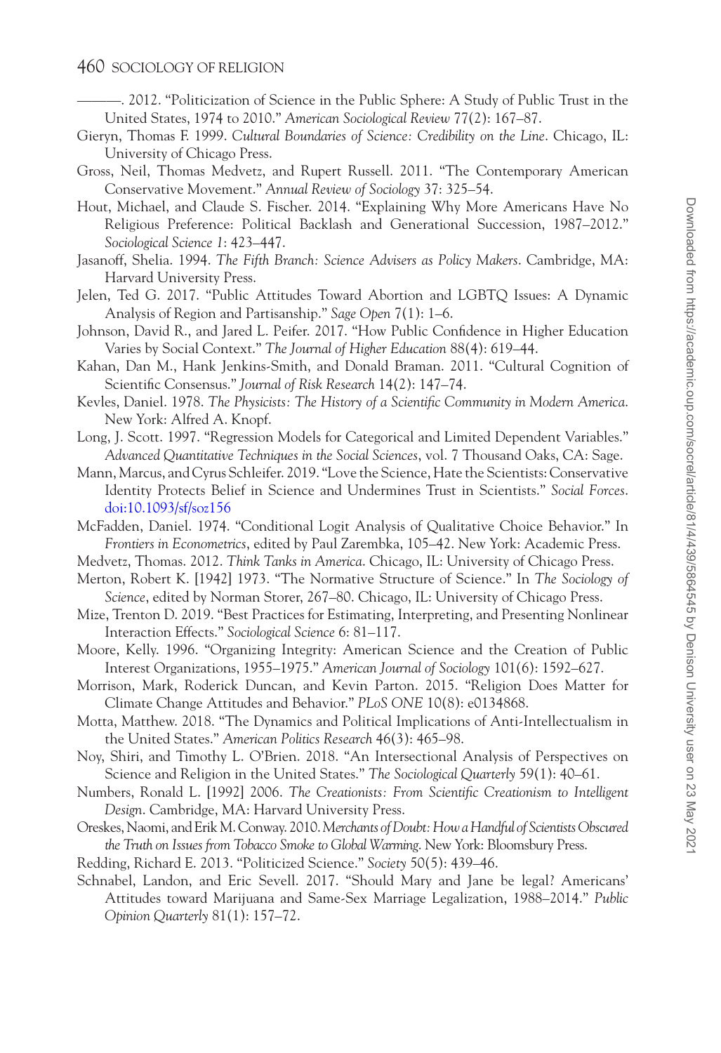———. 2012. "Politicization of Science in the Public Sphere: A Study of Public Trust in the United States, 1974 to 2010." *American Sociological Review* 77(2): 167–87.

Gieryn, Thomas F. 1999. *Cultural Boundaries of Science: Credibility on the Line*. Chicago, IL: University of Chicago Press.

Gross, Neil, Thomas Medvetz, and Rupert Russell. 2011. "The Contemporary American Conservative Movement." *Annual Review of Sociology* 37: 325–54.

Hout, Michael, and Claude S. Fischer. 2014. "Explaining Why More Americans Have No Religious Preference: Political Backlash and Generational Succession, 1987–2012." *Sociological Science 1*: 423–447.

Jasanoff, Shelia. 1994. *The Fifth Branch: Science Advisers as Policy Makers*. Cambridge, MA: Harvard University Press.

Jelen, Ted G. 2017. "Public Attitudes Toward Abortion and LGBTQ Issues: A Dynamic Analysis of Region and Partisanship." *Sage Open* 7(1): 1–6.

Johnson, David R., and Jared L. Peifer. 2017. "How Public Confidence in Higher Education Varies by Social Context." *The Journal of Higher Education* 88(4): 619–44.

Kahan, Dan M., Hank Jenkins-Smith, and Donald Braman. 2011. "Cultural Cognition of Scientific Consensus." *Journal of Risk Research* 14(2): 147–74.

Kevles, Daniel. 1978. *The Physicists: The History of a Scientific Community in Modern America*. New York: Alfred A. Knopf.

Long, J. Scott. 1997. "Regression Models for Categorical and Limited Dependent Variables." *Advanced Quantitative Techniques in the Social Sciences*, vol. 7 Thousand Oaks, CA: Sage.

Mann, Marcus, and Cyrus Schleifer. 2019. "Love the Science, Hate the Scientists: Conservative Identity Protects Belief in Science and Undermines Trust in Scientists." *Social Forces*. doi:10.1093/sf/soz156

McFadden, Daniel. 1974. "Conditional Logit Analysis of Qualitative Choice Behavior." In *Frontiers in Econometrics*, edited by Paul Zarembka, 105–42. New York: Academic Press.

Medvetz, Thomas. 2012. *Think Tanks in America*. Chicago, IL: University of Chicago Press.

Merton, Robert K. [1942] 1973. "The Normative Structure of Science." In *The Sociology of Science*, edited by Norman Storer, 267–80. Chicago, IL: University of Chicago Press.

Mize, Trenton D. 2019. "Best Practices for Estimating, Interpreting, and Presenting Nonlinear Interaction Effects." *Sociological Science* 6: 81–117.

Moore, Kelly. 1996. "Organizing Integrity: American Science and the Creation of Public Interest Organizations, 1955–1975." *American Journal of Sociology* 101(6): 1592–627.

Morrison, Mark, Roderick Duncan, and Kevin Parton. 2015. "Religion Does Matter for Climate Change Attitudes and Behavior." *PLoS ONE* 10(8): e0134868.

Motta, Matthew. 2018. "The Dynamics and Political Implications of Anti-Intellectualism in the United States." *American Politics Research* 46(3): 465–98.

Noy, Shiri, and Timothy L. O'Brien. 2018. "An Intersectional Analysis of Perspectives on Science and Religion in the United States." *The Sociological Quarterly* 59(1): 40–61.

Numbers, Ronald L. [1992] 2006. *The Creationists: From Scientific Creationism to Intelligent Design*. Cambridge, MA: Harvard University Press.

Oreskes, Naomi, and Erik M. Conway. 2010. *Merchants of Doubt: How a Handful of Scientists Obscured the Truth on Issues from Tobacco Smoke to Global Warming*. New York: Bloomsbury Press.

Redding, Richard E. 2013. "Politicized Science." *Society* 50(5): 439–46.

Schnabel, Landon, and Eric Sevell. 2017. "Should Mary and Jane be legal? Americans' Attitudes toward Marijuana and Same-Sex Marriage Legalization, 1988–2014." *Public Opinion Quarterly* 81(1): 157–72.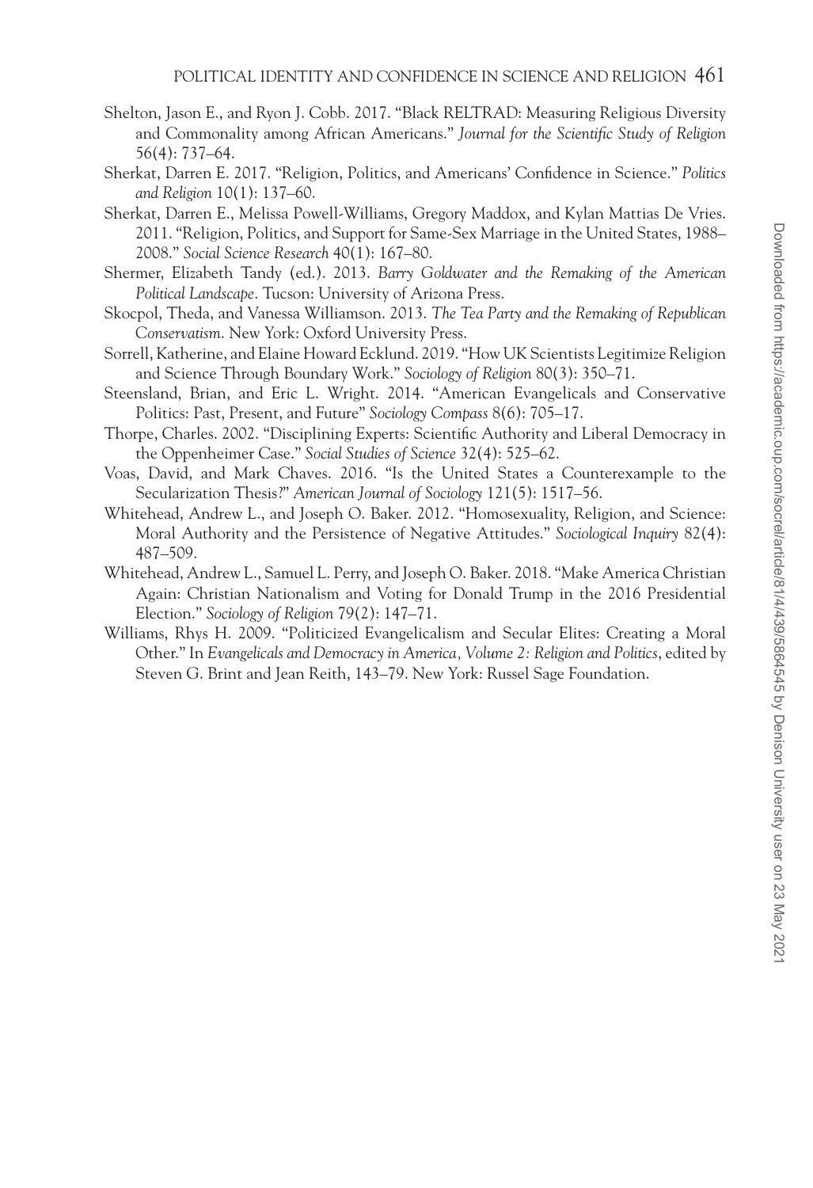Shelton, Jason E., and Ryon J. Cobb. 2017. "Black RELTRAD: Measuring Religious Diversity and Commonality among African Americans." *Journal for the Scientific Study of Religion* 56(4): 737–64.

Sherkat, Darren E. 2017. "Religion, Politics, and Americans' Confidence in Science." *Politics and Religion* 10(1): 137–60.

Sherkat, Darren E., Melissa Powell-Williams, Gregory Maddox, and Kylan Mattias De Vries. 2011. "Religion, Politics, and Support for Same-Sex Marriage in the United States, 1988–2008." *Social Science Research* 40(1): 167–80.

Shermer, Elizabeth Tandy (ed.). 2013. *Barry Goldwater and the Remaking of the American Political Landscape*. Tucson: University of Arizona Press.

Skocpol, Theda, and Vanessa Williamson. 2013. *The Tea Party and the Remaking of Republican Conservatism*. New York: Oxford University Press.

Sorrell, Katherine, and Elaine Howard Ecklund. 2019. "How UK Scientists Legitimize Religion and Science Through Boundary Work." *Sociology of Religion* 80(3): 350–71.

Steensland, Brian, and Eric L. Wright. 2014. "American Evangelicals and Conservative Politics: Past, Present, and Future" *Sociology Compass* 8(6): 705–17.

Thorpe, Charles. 2002. "Disciplining Experts: Scientific Authority and Liberal Democracy in the Oppenheimer Case." *Social Studies of Science* 32(4): 525–62.

Voas, David, and Mark Chaves. 2016. "Is the United States a Counterexample to the Secularization Thesis?" *American Journal of Sociology* 121(5): 1517–56.

Whitehead, Andrew L., and Joseph O. Baker. 2012. "Homosexuality, Religion, and Science: Moral Authority and the Persistence of Negative Attitudes." *Sociological Inquiry* 82(4): 487–509.

Whitehead, Andrew L., Samuel L. Perry, and Joseph O. Baker. 2018. "Make America Christian Again: Christian Nationalism and Voting for Donald Trump in the 2016 Presidential Election." *Sociology of Religion* 79(2): 147–71.

Williams, Rhys H. 2009. "Politicized Evangelicalism and Secular Elites: Creating a Moral Other." In *Evangelicals and Democracy in America, Volume 2: Religion and Politics*, edited by Steven G. Brint and Jean Reith, 143–79. New York: Russel Sage Foundation.